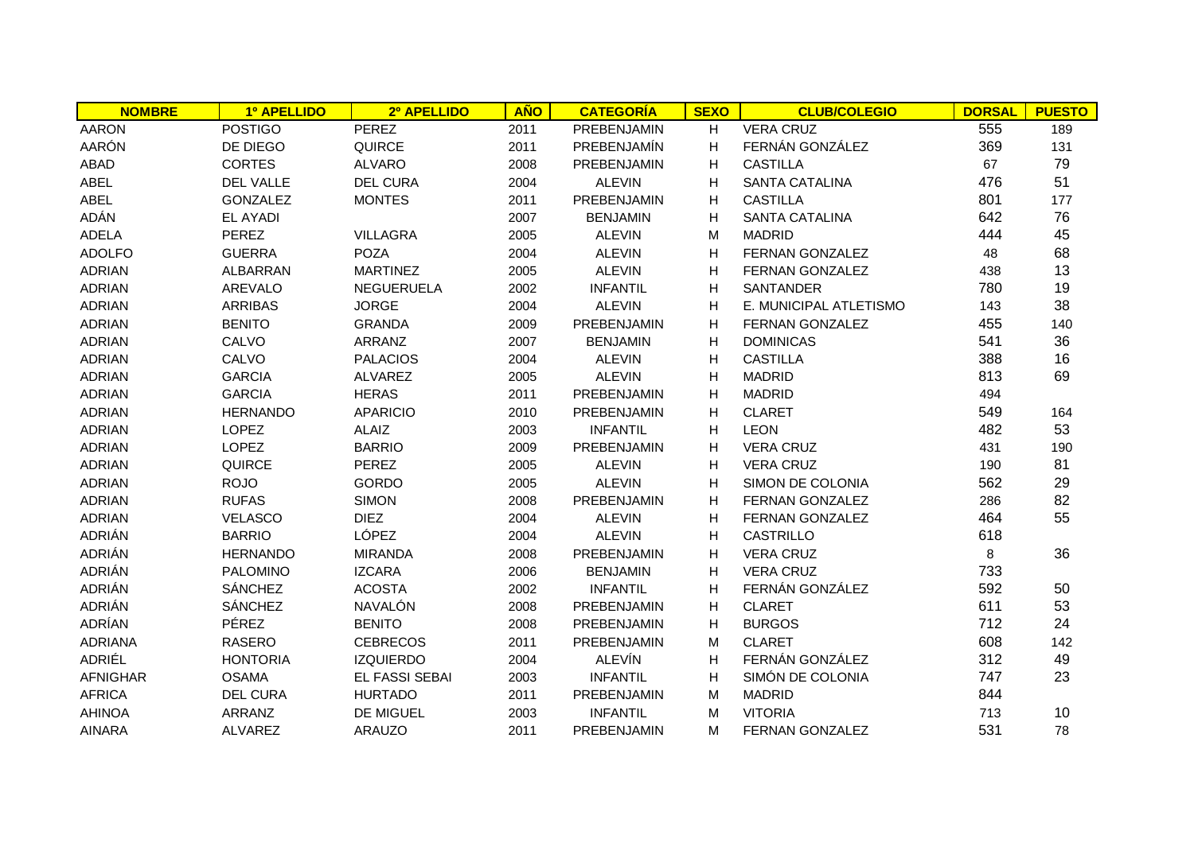| NOMBRE | 1º APELLIDO | 2º APELLIDO | AÑO | CATEGORÍA | SEXO | CLUB/COLEGIO | DORSAL | PUESTO |
|---|---|---|---|---|---|---|---|---|
| AARON | POSTIGO | PEREZ | 2011 | PREBENJAMIN | H | VERA CRUZ | 555 | 189 |
| AARÓN | DE DIEGO | QUIRCE | 2011 | PREBENJAMÍN | H | FERNÁN GONZÁLEZ | 369 | 131 |
| ABAD | CORTES | ALVARO | 2008 | PREBENJAMIN | H | CASTILLA | 67 | 79 |
| ABEL | DEL VALLE | DEL CURA | 2004 | ALEVIN | H | SANTA CATALINA | 476 | 51 |
| ABEL | GONZALEZ | MONTES | 2011 | PREBENJAMIN | H | CASTILLA | 801 | 177 |
| ADÁN | EL AYADI | | 2007 | BENJAMIN | H | SANTA CATALINA | 642 | 76 |
| ADELA | PEREZ | VILLAGRA | 2005 | ALEVIN | M | MADRID | 444 | 45 |
| ADOLFO | GUERRA | POZA | 2004 | ALEVIN | H | FERNAN GONZALEZ | 48 | 68 |
| ADRIAN | ALBARRAN | MARTINEZ | 2005 | ALEVIN | H | FERNAN GONZALEZ | 438 | 13 |
| ADRIAN | AREVALO | NEGUERUELA | 2002 | INFANTIL | H | SANTANDER | 780 | 19 |
| ADRIAN | ARRIBAS | JORGE | 2004 | ALEVIN | H | E. MUNICIPAL ATLETISMO | 143 | 38 |
| ADRIAN | BENITO | GRANDA | 2009 | PREBENJAMIN | H | FERNAN GONZALEZ | 455 | 140 |
| ADRIAN | CALVO | ARRANZ | 2007 | BENJAMIN | H | DOMINICAS | 541 | 36 |
| ADRIAN | CALVO | PALACIOS | 2004 | ALEVIN | H | CASTILLA | 388 | 16 |
| ADRIAN | GARCIA | ALVAREZ | 2005 | ALEVIN | H | MADRID | 813 | 69 |
| ADRIAN | GARCIA | HERAS | 2011 | PREBENJAMIN | H | MADRID | 494 | |
| ADRIAN | HERNANDO | APARICIO | 2010 | PREBENJAMIN | H | CLARET | 549 | 164 |
| ADRIAN | LOPEZ | ALAIZ | 2003 | INFANTIL | H | LEON | 482 | 53 |
| ADRIAN | LOPEZ | BARRIO | 2009 | PREBENJAMIN | H | VERA CRUZ | 431 | 190 |
| ADRIAN | QUIRCE | PEREZ | 2005 | ALEVIN | H | VERA CRUZ | 190 | 81 |
| ADRIAN | ROJO | GORDO | 2005 | ALEVIN | H | SIMON DE COLONIA | 562 | 29 |
| ADRIAN | RUFAS | SIMON | 2008 | PREBENJAMIN | H | FERNAN GONZALEZ | 286 | 82 |
| ADRIAN | VELASCO | DIEZ | 2004 | ALEVIN | H | FERNAN GONZALEZ | 464 | 55 |
| ADRIÁN | BARRIO | LÓPEZ | 2004 | ALEVIN | H | CASTRILLO | 618 | |
| ADRIÁN | HERNANDO | MIRANDA | 2008 | PREBENJAMIN | H | VERA CRUZ | 8 | 36 |
| ADRIÁN | PALOMINO | IZCARA | 2006 | BENJAMIN | H | VERA CRUZ | 733 | |
| ADRIÁN | SÁNCHEZ | ACOSTA | 2002 | INFANTIL | H | FERNÁN GONZÁLEZ | 592 | 50 |
| ADRIÁN | SÁNCHEZ | NAVALÓN | 2008 | PREBENJAMIN | H | CLARET | 611 | 53 |
| ADRÍAN | PÉREZ | BENITO | 2008 | PREBENJAMIN | H | BURGOS | 712 | 24 |
| ADRIANA | RASERO | CEBRECOS | 2011 | PREBENJAMIN | M | CLARET | 608 | 142 |
| ADRIÉL | HONTORIA | IZQUIERDO | 2004 | ALEVÍN | H | FERNÁN GONZÁLEZ | 312 | 49 |
| AFNIGHAR | OSAMA | EL FASSI SEBAI | 2003 | INFANTIL | H | SIMÓN DE COLONIA | 747 | 23 |
| AFRICA | DEL CURA | HURTADO | 2011 | PREBENJAMIN | M | MADRID | 844 | |
| AHINOA | ARRANZ | DE MIGUEL | 2003 | INFANTIL | M | VITORIA | 713 | 10 |
| AINARA | ALVAREZ | ARAUZO | 2011 | PREBENJAMIN | M | FERNAN GONZALEZ | 531 | 78 |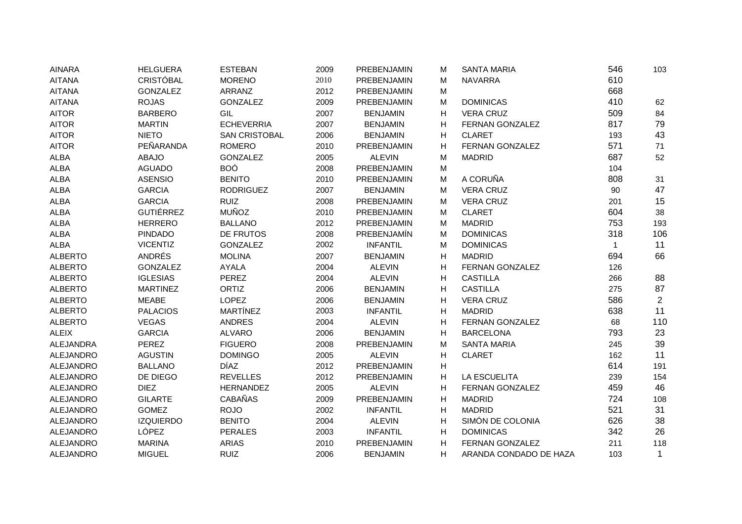| | | | | | | | | |
|---|---|---|---|---|---|---|---|---|
| AINARA | HELGUERA | ESTEBAN | 2009 | PREBENJAMIN | M | SANTA MARIA | 546 | 103 |
| AITANA | CRISTÓBAL | MORENO | 2010 | PREBENJAMIN | M | NAVARRA | 610 | |
| AITANA | GONZALEZ | ARRANZ | 2012 | PREBENJAMIN | M | | 668 | |
| AITANA | ROJAS | GONZALEZ | 2009 | PREBENJAMIN | M | DOMINICAS | 410 | 62 |
| AITOR | BARBERO | GIL | 2007 | BENJAMIN | H | VERA CRUZ | 509 | 84 |
| AITOR | MARTIN | ECHEVERRIA | 2007 | BENJAMIN | H | FERNAN GONZALEZ | 817 | 79 |
| AITOR | NIETO | SAN CRISTOBAL | 2006 | BENJAMIN | H | CLARET | 193 | 43 |
| AITOR | PEÑARANDA | ROMERO | 2010 | PREBENJAMIN | H | FERNAN GONZALEZ | 571 | 71 |
| ALBA | ABAJO | GONZALEZ | 2005 | ALEVIN | M | MADRID | 687 | 52 |
| ALBA | AGUADO | BOÓ | 2008 | PREBENJAMIN | M | | 104 | |
| ALBA | ASENSIO | BENITO | 2010 | PREBENJAMIN | M | A CORUÑA | 808 | 31 |
| ALBA | GARCIA | RODRIGUEZ | 2007 | BENJAMIN | M | VERA CRUZ | 90 | 47 |
| ALBA | GARCIA | RUIZ | 2008 | PREBENJAMIN | M | VERA CRUZ | 201 | 15 |
| ALBA | GUTIÉRREZ | MUÑOZ | 2010 | PREBENJAMIN | M | CLARET | 604 | 38 |
| ALBA | HERRERO | BALLANO | 2012 | PREBENJAMIN | M | MADRID | 753 | 193 |
| ALBA | PINDADO | DE FRUTOS | 2008 | PREBENJAMÍN | M | DOMINICAS | 318 | 106 |
| ALBA | VICENTIZ | GONZALEZ | 2002 | INFANTIL | M | DOMINICAS | 1 | 11 |
| ALBERTO | ANDRÉS | MOLINA | 2007 | BENJAMIN | H | MADRID | 694 | 66 |
| ALBERTO | GONZALEZ | AYALA | 2004 | ALEVIN | H | FERNAN GONZALEZ | 126 | |
| ALBERTO | IGLESIAS | PEREZ | 2004 | ALEVIN | H | CASTILLA | 266 | 88 |
| ALBERTO | MARTINEZ | ORTIZ | 2006 | BENJAMIN | H | CASTILLA | 275 | 87 |
| ALBERTO | MEABE | LOPEZ | 2006 | BENJAMIN | H | VERA CRUZ | 586 | 2 |
| ALBERTO | PALACIOS | MARTÍNEZ | 2003 | INFANTIL | H | MADRID | 638 | 11 |
| ALBERTO | VEGAS | ANDRES | 2004 | ALEVIN | H | FERNAN GONZALEZ | 68 | 110 |
| ALEIX | GARCIA | ALVARO | 2006 | BENJAMIN | H | BARCELONA | 793 | 23 |
| ALEJANDRA | PEREZ | FIGUERO | 2008 | PREBENJAMIN | M | SANTA MARIA | 245 | 39 |
| ALEJANDRO | AGUSTIN | DOMINGO | 2005 | ALEVIN | H | CLARET | 162 | 11 |
| ALEJANDRO | BALLANO | DÍAZ | 2012 | PREBENJAMIN | H | | 614 | 191 |
| ALEJANDRO | DE DIEGO | REVELLES | 2012 | PREBENJAMIN | H | LA ESCUELITA | 239 | 154 |
| ALEJANDRO | DIEZ | HERNANDEZ | 2005 | ALEVIN | H | FERNAN GONZALEZ | 459 | 46 |
| ALEJANDRO | GILARTE | CABAÑAS | 2009 | PREBENJAMIN | H | MADRID | 724 | 108 |
| ALEJANDRO | GOMEZ | ROJO | 2002 | INFANTIL | H | MADRID | 521 | 31 |
| ALEJANDRO | IZQUIERDO | BENITO | 2004 | ALEVIN | H | SIMÓN DE COLONIA | 626 | 38 |
| ALEJANDRO | LÓPEZ | PERALES | 2003 | INFANTIL | H | DOMINICAS | 342 | 26 |
| ALEJANDRO | MARINA | ARIAS | 2010 | PREBENJAMIN | H | FERNAN GONZALEZ | 211 | 118 |
| ALEJANDRO | MIGUEL | RUIZ | 2006 | BENJAMIN | H | ARANDA CONDADO DE HAZA | 103 | 1 |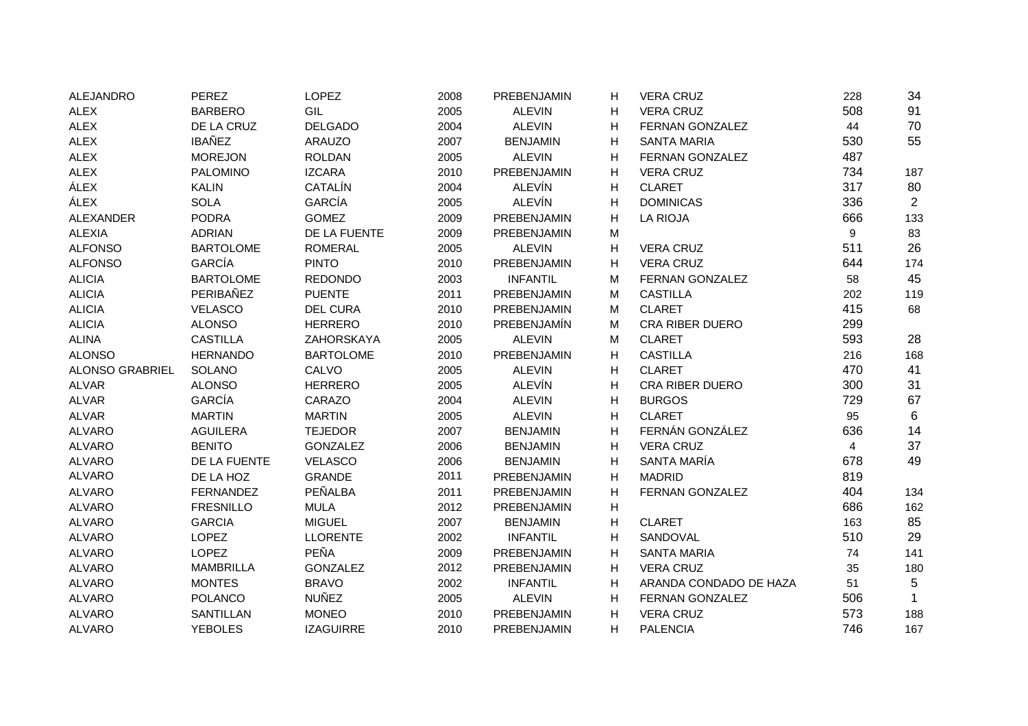| | | | | | | | | |
|---|---|---|---|---|---|---|---|---|
| ALEJANDRO | PEREZ | LOPEZ | 2008 | PREBENJAMIN | H | VERA CRUZ | 228 | 34 |
| ALEX | BARBERO | GIL | 2005 | ALEVIN | H | VERA CRUZ | 508 | 91 |
| ALEX | DE LA CRUZ | DELGADO | 2004 | ALEVIN | H | FERNAN GONZALEZ | 44 | 70 |
| ALEX | IBAÑEZ | ARAUZO | 2007 | BENJAMIN | H | SANTA MARIA | 530 | 55 |
| ALEX | MOREJON | ROLDAN | 2005 | ALEVIN | H | FERNAN GONZALEZ | 487 | |
| ALEX | PALOMINO | IZCARA | 2010 | PREBENJAMIN | H | VERA CRUZ | 734 | 187 |
| ÁLEX | KALIN | CATALÍN | 2004 | ALEVÍN | H | CLARET | 317 | 80 |
| ÁLEX | SOLA | GARCÍA | 2005 | ALEVÍN | H | DOMINICAS | 336 | 2 |
| ALEXANDER | PODRA | GOMEZ | 2009 | PREBENJAMIN | H | LA RIOJA | 666 | 133 |
| ALEXIA | ADRIAN | DE LA FUENTE | 2009 | PREBENJAMIN | M | | 9 | 83 |
| ALFONSO | BARTOLOME | ROMERAL | 2005 | ALEVIN | H | VERA CRUZ | 511 | 26 |
| ALFONSO | GARCÍA | PINTO | 2010 | PREBENJAMIN | H | VERA CRUZ | 644 | 174 |
| ALICIA | BARTOLOME | REDONDO | 2003 | INFANTIL | M | FERNAN GONZALEZ | 58 | 45 |
| ALICIA | PERIBAÑEZ | PUENTE | 2011 | PREBENJAMIN | M | CASTILLA | 202 | 119 |
| ALICIA | VELASCO | DEL CURA | 2010 | PREBENJAMIN | M | CLARET | 415 | 68 |
| ALICIA | ALONSO | HERRERO | 2010 | PREBENJAMÍN | M | CRA RIBER DUERO | 299 | |
| ALINA | CASTILLA | ZAHORSKAYA | 2005 | ALEVIN | M | CLARET | 593 | 28 |
| ALONSO | HERNANDO | BARTOLOME | 2010 | PREBENJAMIN | H | CASTILLA | 216 | 168 |
| ALONSO GRABRIEL | SOLANO | CALVO | 2005 | ALEVIN | H | CLARET | 470 | 41 |
| ALVAR | ALONSO | HERRERO | 2005 | ALEVÍN | H | CRA RIBER DUERO | 300 | 31 |
| ALVAR | GARCÍA | CARAZO | 2004 | ALEVIN | H | BURGOS | 729 | 67 |
| ALVAR | MARTIN | MARTIN | 2005 | ALEVIN | H | CLARET | 95 | 6 |
| ALVARO | AGUILERA | TEJEDOR | 2007 | BENJAMIN | H | FERNÁN GONZÁLEZ | 636 | 14 |
| ALVARO | BENITO | GONZALEZ | 2006 | BENJAMIN | H | VERA CRUZ | 4 | 37 |
| ALVARO | DE LA FUENTE | VELASCO | 2006 | BENJAMIN | H | SANTA MARÍA | 678 | 49 |
| ALVARO | DE LA HOZ | GRANDE | 2011 | PREBENJAMIN | H | MADRID | 819 | |
| ALVARO | FERNANDEZ | PEÑALBA | 2011 | PREBENJAMIN | H | FERNAN GONZALEZ | 404 | 134 |
| ALVARO | FRESNILLO | MULA | 2012 | PREBENJAMIN | H | | 686 | 162 |
| ALVARO | GARCIA | MIGUEL | 2007 | BENJAMIN | H | CLARET | 163 | 85 |
| ALVARO | LOPEZ | LLORENTE | 2002 | INFANTIL | H | SANDOVAL | 510 | 29 |
| ALVARO | LOPEZ | PEÑA | 2009 | PREBENJAMIN | H | SANTA MARIA | 74 | 141 |
| ALVARO | MAMBRILLA | GONZALEZ | 2012 | PREBENJAMIN | H | VERA CRUZ | 35 | 180 |
| ALVARO | MONTES | BRAVO | 2002 | INFANTIL | H | ARANDA CONDADO DE HAZA | 51 | 5 |
| ALVARO | POLANCO | NUÑEZ | 2005 | ALEVIN | H | FERNAN GONZALEZ | 506 | 1 |
| ALVARO | SANTILLAN | MONEO | 2010 | PREBENJAMIN | H | VERA CRUZ | 573 | 188 |
| ALVARO | YEBOLES | IZAGUIRRE | 2010 | PREBENJAMIN | H | PALENCIA | 746 | 167 |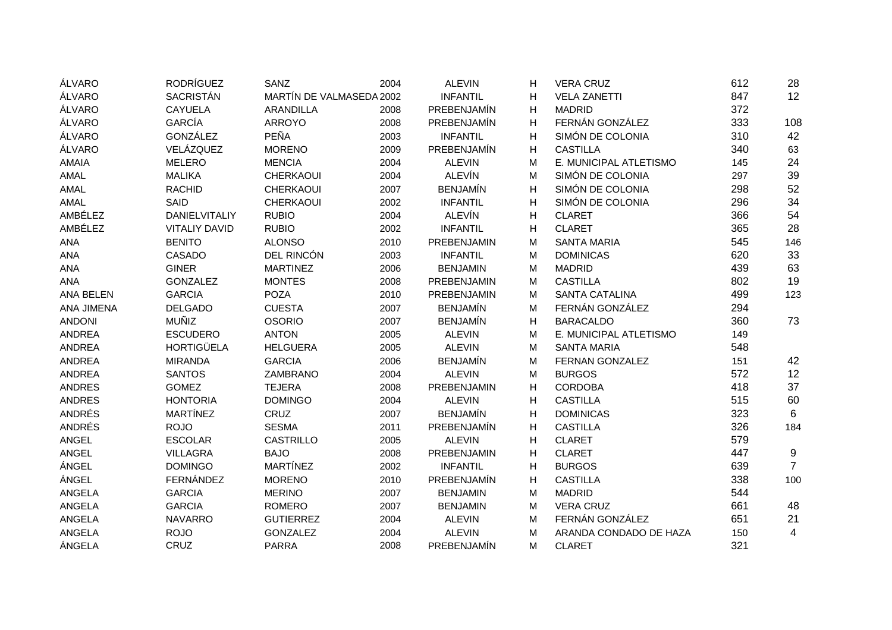| | | | | | | | | |
|---|---|---|---|---|---|---|---|---|
| ÁLVARO | RODRÍGUEZ | SANZ | 2004 | ALEVIN | H | VERA CRUZ | 612 | 28 |
| ÁLVARO | SACRISTÁN | MARTÍN DE VALMASEDA | 2002 | INFANTIL | H | VELA ZANETTI | 847 | 12 |
| ÁLVARO | CAYUELA | ARANDILLA | 2008 | PREBENJAMÍN | H | MADRID | 372 | |
| ÁLVARO | GARCÍA | ARROYO | 2008 | PREBENJAMÍN | H | FERNÁN GONZÁLEZ | 333 | 108 |
| ÁLVARO | GONZÁLEZ | PEÑA | 2003 | INFANTIL | H | SIMÓN DE COLONIA | 310 | 42 |
| ÁLVARO | VELÁZQUEZ | MORENO | 2009 | PREBENJAMÍN | H | CASTILLA | 340 | 63 |
| AMAIA | MELERO | MENCIA | 2004 | ALEVIN | M | E. MUNICIPAL ATLETISMO | 145 | 24 |
| AMAL | MALIKA | CHERKAOUI | 2004 | ALEVÍN | M | SIMÓN DE COLONIA | 297 | 39 |
| AMAL | RACHID | CHERKAOUI | 2007 | BENJAMÍN | H | SIMÓN DE COLONIA | 298 | 52 |
| AMAL | SAID | CHERKAOUI | 2002 | INFANTIL | H | SIMÓN DE COLONIA | 296 | 34 |
| AMBÉLEZ | DANIELVITALIY | RUBIO | 2004 | ALEVÍN | H | CLARET | 366 | 54 |
| AMBÉLEZ | VITALIY DAVID | RUBIO | 2002 | INFANTIL | H | CLARET | 365 | 28 |
| ANA | BENITO | ALONSO | 2010 | PREBENJAMIN | M | SANTA MARIA | 545 | 146 |
| ANA | CASADO | DEL RINCÓN | 2003 | INFANTIL | M | DOMINICAS | 620 | 33 |
| ANA | GINER | MARTINEZ | 2006 | BENJAMIN | M | MADRID | 439 | 63 |
| ANA | GONZALEZ | MONTES | 2008 | PREBENJAMIN | M | CASTILLA | 802 | 19 |
| ANA BELEN | GARCIA | POZA | 2010 | PREBENJAMIN | M | SANTA CATALINA | 499 | 123 |
| ANA JIMENA | DELGADO | CUESTA | 2007 | BENJAMÍN | M | FERNÁN GONZÁLEZ | 294 | |
| ANDONI | MUÑIZ | OSORIO | 2007 | BENJAMÍN | H | BARACALDO | 360 | 73 |
| ANDREA | ESCUDERO | ANTON | 2005 | ALEVIN | M | E. MUNICIPAL ATLETISMO | 149 | |
| ANDREA | HORTIGÜELA | HELGUERA | 2005 | ALEVIN | M | SANTA MARIA | 548 | |
| ANDREA | MIRANDA | GARCIA | 2006 | BENJAMÍN | M | FERNAN GONZALEZ | 151 | 42 |
| ANDREA | SANTOS | ZAMBRANO | 2004 | ALEVIN | M | BURGOS | 572 | 12 |
| ANDRES | GOMEZ | TEJERA | 2008 | PREBENJAMIN | H | CORDOBA | 418 | 37 |
| ANDRES | HONTORIA | DOMINGO | 2004 | ALEVIN | H | CASTILLA | 515 | 60 |
| ANDRÉS | MARTÍNEZ | CRUZ | 2007 | BENJAMÍN | H | DOMINICAS | 323 | 6 |
| ANDRÉS | ROJO | SESMA | 2011 | PREBENJAMÍN | H | CASTILLA | 326 | 184 |
| ANGEL | ESCOLAR | CASTRILLO | 2005 | ALEVIN | H | CLARET | 579 | |
| ANGEL | VILLAGRA | BAJO | 2008 | PREBENJAMIN | H | CLARET | 447 | 9 |
| ÁNGEL | DOMINGO | MARTÍNEZ | 2002 | INFANTIL | H | BURGOS | 639 | 7 |
| ÁNGEL | FERNÁNDEZ | MORENO | 2010 | PREBENJAMÍN | H | CASTILLA | 338 | 100 |
| ANGELA | GARCIA | MERINO | 2007 | BENJAMIN | M | MADRID | 544 | |
| ANGELA | GARCIA | ROMERO | 2007 | BENJAMIN | M | VERA CRUZ | 661 | 48 |
| ANGELA | NAVARRO | GUTIERREZ | 2004 | ALEVIN | M | FERNÁN GONZÁLEZ | 651 | 21 |
| ANGELA | ROJO | GONZALEZ | 2004 | ALEVIN | M | ARANDA CONDADO DE HAZA | 150 | 4 |
| ÁNGELA | CRUZ | PARRA | 2008 | PREBENJAMÍN | M | CLARET | 321 | |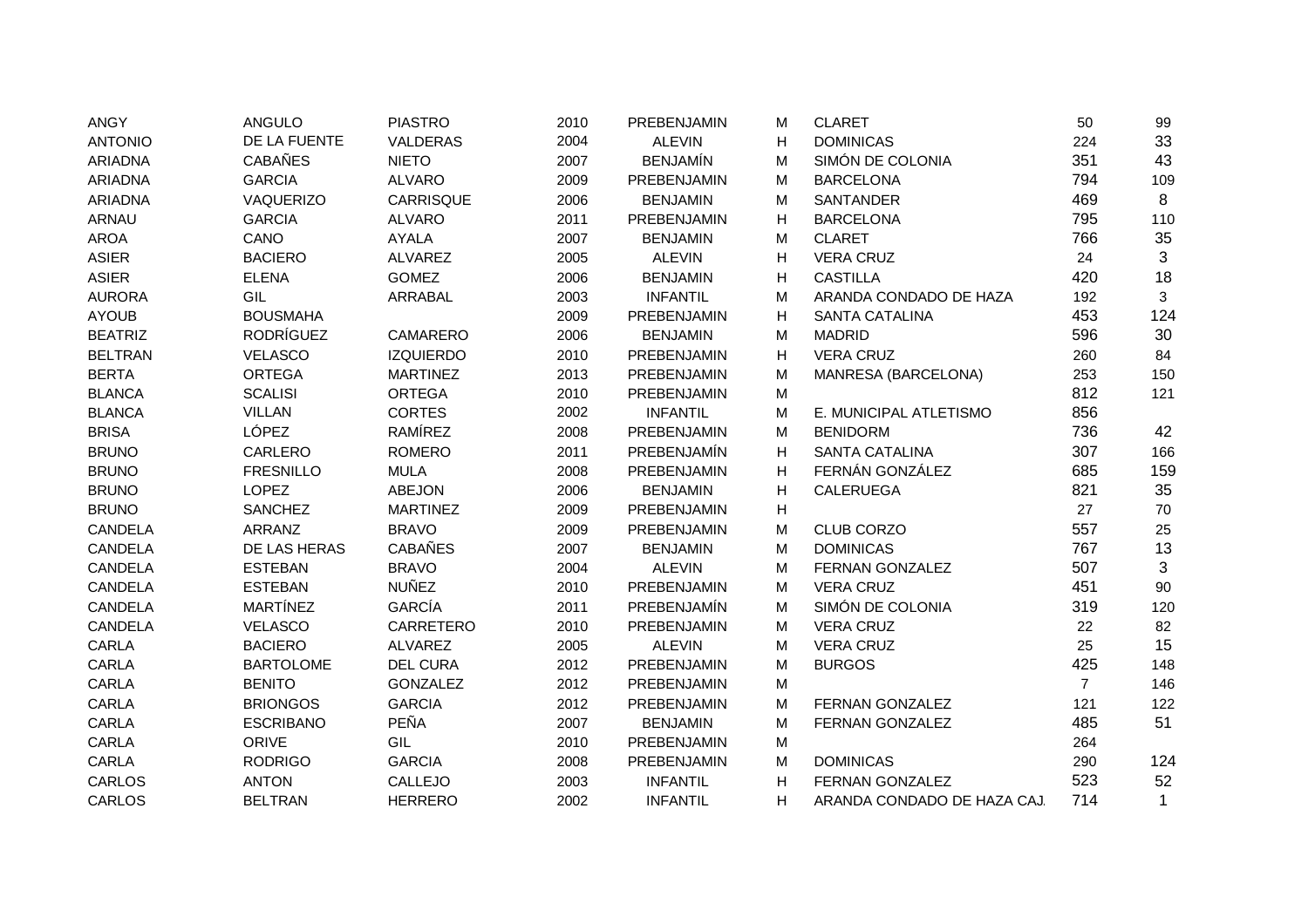| | | | | | | | | |
|---|---|---|---|---|---|---|---|---|
| ANGY | ANGULO | PIASTRO | 2010 | PREBENJAMIN | M | CLARET | 50 | 99 |
| ANTONIO | DE LA FUENTE | VALDERAS | 2004 | ALEVIN | H | DOMINICAS | 224 | 33 |
| ARIADNA | CABAÑES | NIETO | 2007 | BENJAMÍN | M | SIMÓN DE COLONIA | 351 | 43 |
| ARIADNA | GARCIA | ALVARO | 2009 | PREBENJAMIN | M | BARCELONA | 794 | 109 |
| ARIADNA | VAQUERIZO | CARRISQUE | 2006 | BENJAMIN | M | SANTANDER | 469 | 8 |
| ARNAU | GARCIA | ALVARO | 2011 | PREBENJAMIN | H | BARCELONA | 795 | 110 |
| AROA | CANO | AYALA | 2007 | BENJAMIN | M | CLARET | 766 | 35 |
| ASIER | BACIERO | ALVAREZ | 2005 | ALEVIN | H | VERA CRUZ | 24 | 3 |
| ASIER | ELENA | GOMEZ | 2006 | BENJAMIN | H | CASTILLA | 420 | 18 |
| AURORA | GIL | ARRABAL | 2003 | INFANTIL | M | ARANDA CONDADO DE HAZA | 192 | 3 |
| AYOUB | BOUSMAHA | | 2009 | PREBENJAMIN | H | SANTA CATALINA | 453 | 124 |
| BEATRIZ | RODRÍGUEZ | CAMARERO | 2006 | BENJAMIN | M | MADRID | 596 | 30 |
| BELTRAN | VELASCO | IZQUIERDO | 2010 | PREBENJAMIN | H | VERA CRUZ | 260 | 84 |
| BERTA | ORTEGA | MARTINEZ | 2013 | PREBENJAMIN | M | MANRESA (BARCELONA) | 253 | 150 |
| BLANCA | SCALISI | ORTEGA | 2010 | PREBENJAMIN | M | | 812 | 121 |
| BLANCA | VILLAN | CORTES | 2002 | INFANTIL | M | E. MUNICIPAL ATLETISMO | 856 | |
| BRISA | LÓPEZ | RAMÍREZ | 2008 | PREBENJAMIN | M | BENIDORM | 736 | 42 |
| BRUNO | CARLERO | ROMERO | 2011 | PREBENJAMÍN | H | SANTA CATALINA | 307 | 166 |
| BRUNO | FRESNILLO | MULA | 2008 | PREBENJAMIN | H | FERNÁN GONZÁLEZ | 685 | 159 |
| BRUNO | LOPEZ | ABEJON | 2006 | BENJAMIN | H | CALERUEGA | 821 | 35 |
| BRUNO | SANCHEZ | MARTINEZ | 2009 | PREBENJAMIN | H | | 27 | 70 |
| CANDELA | ARRANZ | BRAVO | 2009 | PREBENJAMIN | M | CLUB CORZO | 557 | 25 |
| CANDELA | DE LAS HERAS | CABAÑES | 2007 | BENJAMIN | M | DOMINICAS | 767 | 13 |
| CANDELA | ESTEBAN | BRAVO | 2004 | ALEVIN | M | FERNAN GONZALEZ | 507 | 3 |
| CANDELA | ESTEBAN | NUÑEZ | 2010 | PREBENJAMIN | M | VERA CRUZ | 451 | 90 |
| CANDELA | MARTÍNEZ | GARCÍA | 2011 | PREBENJAMÍN | M | SIMÓN DE COLONIA | 319 | 120 |
| CANDELA | VELASCO | CARRETERO | 2010 | PREBENJAMIN | M | VERA CRUZ | 22 | 82 |
| CARLA | BACIERO | ALVAREZ | 2005 | ALEVIN | M | VERA CRUZ | 25 | 15 |
| CARLA | BARTOLOME | DEL CURA | 2012 | PREBENJAMIN | M | BURGOS | 425 | 148 |
| CARLA | BENITO | GONZALEZ | 2012 | PREBENJAMIN | M | | 7 | 146 |
| CARLA | BRIONGOS | GARCIA | 2012 | PREBENJAMIN | M | FERNAN GONZALEZ | 121 | 122 |
| CARLA | ESCRIBANO | PEÑA | 2007 | BENJAMIN | M | FERNAN GONZALEZ | 485 | 51 |
| CARLA | ORIVE | GIL | 2010 | PREBENJAMIN | M | | 264 | |
| CARLA | RODRIGO | GARCIA | 2008 | PREBENJAMIN | M | DOMINICAS | 290 | 124 |
| CARLOS | ANTON | CALLEJO | 2003 | INFANTIL | H | FERNAN GONZALEZ | 523 | 52 |
| CARLOS | BELTRAN | HERRERO | 2002 | INFANTIL | H | ARANDA CONDADO DE HAZA CAJ. | 714 | 1 |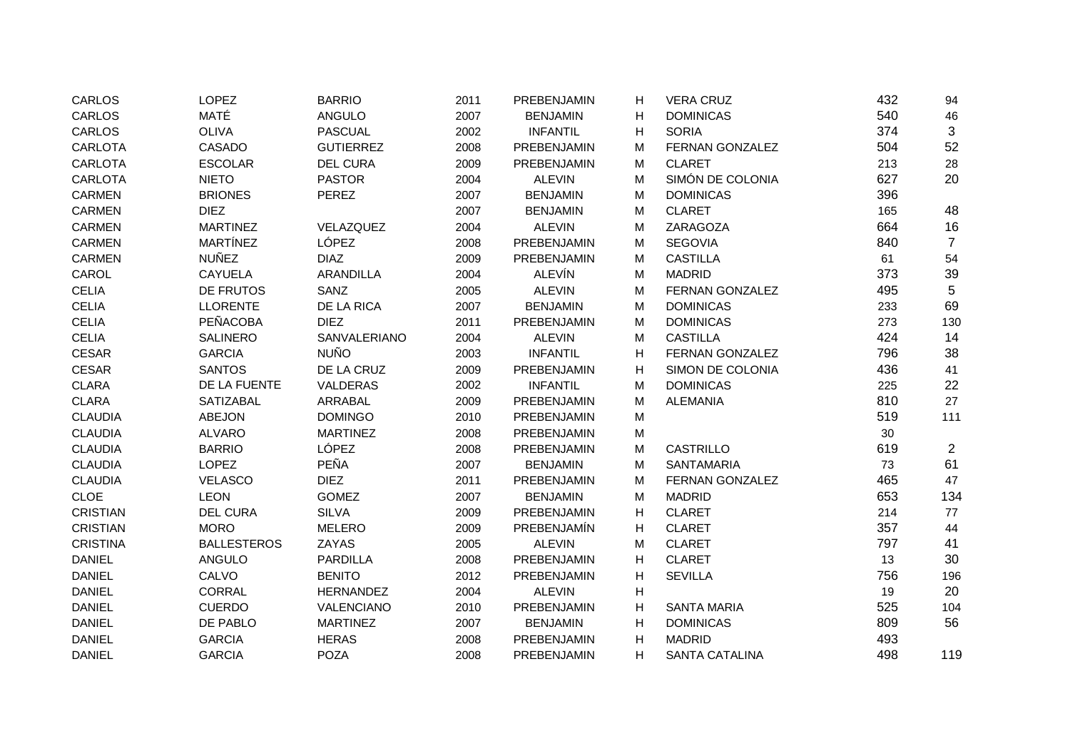| | | | | | | | | |
|---|---|---|---|---|---|---|---|---|
| CARLOS | LOPEZ | BARRIO | 2011 | PREBENJAMIN | H | VERA CRUZ | 432 | 94 |
| CARLOS | MATÉ | ANGULO | 2007 | BENJAMIN | H | DOMINICAS | 540 | 46 |
| CARLOS | OLIVA | PASCUAL | 2002 | INFANTIL | H | SORIA | 374 | 3 |
| CARLOTA | CASADO | GUTIERREZ | 2008 | PREBENJAMIN | M | FERNAN GONZALEZ | 504 | 52 |
| CARLOTA | ESCOLAR | DEL CURA | 2009 | PREBENJAMIN | M | CLARET | 213 | 28 |
| CARLOTA | NIETO | PASTOR | 2004 | ALEVIN | M | SIMÓN DE COLONIA | 627 | 20 |
| CARMEN | BRIONES | PEREZ | 2007 | BENJAMIN | M | DOMINICAS | 396 | |
| CARMEN | DIEZ | | 2007 | BENJAMIN | M | CLARET | 165 | 48 |
| CARMEN | MARTINEZ | VELAZQUEZ | 2004 | ALEVIN | M | ZARAGOZA | 664 | 16 |
| CARMEN | MARTÍNEZ | LÓPEZ | 2008 | PREBENJAMIN | M | SEGOVIA | 840 | 7 |
| CARMEN | NUÑEZ | DIAZ | 2009 | PREBENJAMIN | M | CASTILLA | 61 | 54 |
| CAROL | CAYUELA | ARANDILLA | 2004 | ALEVÍN | M | MADRID | 373 | 39 |
| CELIA | DE FRUTOS | SANZ | 2005 | ALEVIN | M | FERNAN GONZALEZ | 495 | 5 |
| CELIA | LLORENTE | DE LA RICA | 2007 | BENJAMIN | M | DOMINICAS | 233 | 69 |
| CELIA | PEÑACOBA | DIEZ | 2011 | PREBENJAMIN | M | DOMINICAS | 273 | 130 |
| CELIA | SALINERO | SANVALERIANO | 2004 | ALEVIN | M | CASTILLA | 424 | 14 |
| CESAR | GARCIA | NUÑO | 2003 | INFANTIL | H | FERNAN GONZALEZ | 796 | 38 |
| CESAR | SANTOS | DE LA CRUZ | 2009 | PREBENJAMIN | H | SIMON DE COLONIA | 436 | 41 |
| CLARA | DE LA FUENTE | VALDERAS | 2002 | INFANTIL | M | DOMINICAS | 225 | 22 |
| CLARA | SATIZABAL | ARRABAL | 2009 | PREBENJAMIN | M | ALEMANIA | 810 | 27 |
| CLAUDIA | ABEJON | DOMINGO | 2010 | PREBENJAMIN | M | | 519 | 111 |
| CLAUDIA | ALVARO | MARTINEZ | 2008 | PREBENJAMIN | M | | 30 | |
| CLAUDIA | BARRIO | LÓPEZ | 2008 | PREBENJAMIN | M | CASTRILLO | 619 | 2 |
| CLAUDIA | LOPEZ | PEÑA | 2007 | BENJAMIN | M | SANTAMARIA | 73 | 61 |
| CLAUDIA | VELASCO | DIEZ | 2011 | PREBENJAMIN | M | FERNAN GONZALEZ | 465 | 47 |
| CLOE | LEON | GOMEZ | 2007 | BENJAMIN | M | MADRID | 653 | 134 |
| CRISTIAN | DEL CURA | SILVA | 2009 | PREBENJAMIN | H | CLARET | 214 | 77 |
| CRISTIAN | MORO | MELERO | 2009 | PREBENJAMÍN | H | CLARET | 357 | 44 |
| CRISTINA | BALLESTEROS | ZAYAS | 2005 | ALEVIN | M | CLARET | 797 | 41 |
| DANIEL | ANGULO | PARDILLA | 2008 | PREBENJAMIN | H | CLARET | 13 | 30 |
| DANIEL | CALVO | BENITO | 2012 | PREBENJAMIN | H | SEVILLA | 756 | 196 |
| DANIEL | CORRAL | HERNANDEZ | 2004 | ALEVIN | H | | 19 | 20 |
| DANIEL | CUERDO | VALENCIANO | 2010 | PREBENJAMIN | H | SANTA MARIA | 525 | 104 |
| DANIEL | DE PABLO | MARTINEZ | 2007 | BENJAMIN | H | DOMINICAS | 809 | 56 |
| DANIEL | GARCIA | HERAS | 2008 | PREBENJAMIN | H | MADRID | 493 | |
| DANIEL | GARCIA | POZA | 2008 | PREBENJAMIN | H | SANTA CATALINA | 498 | 119 |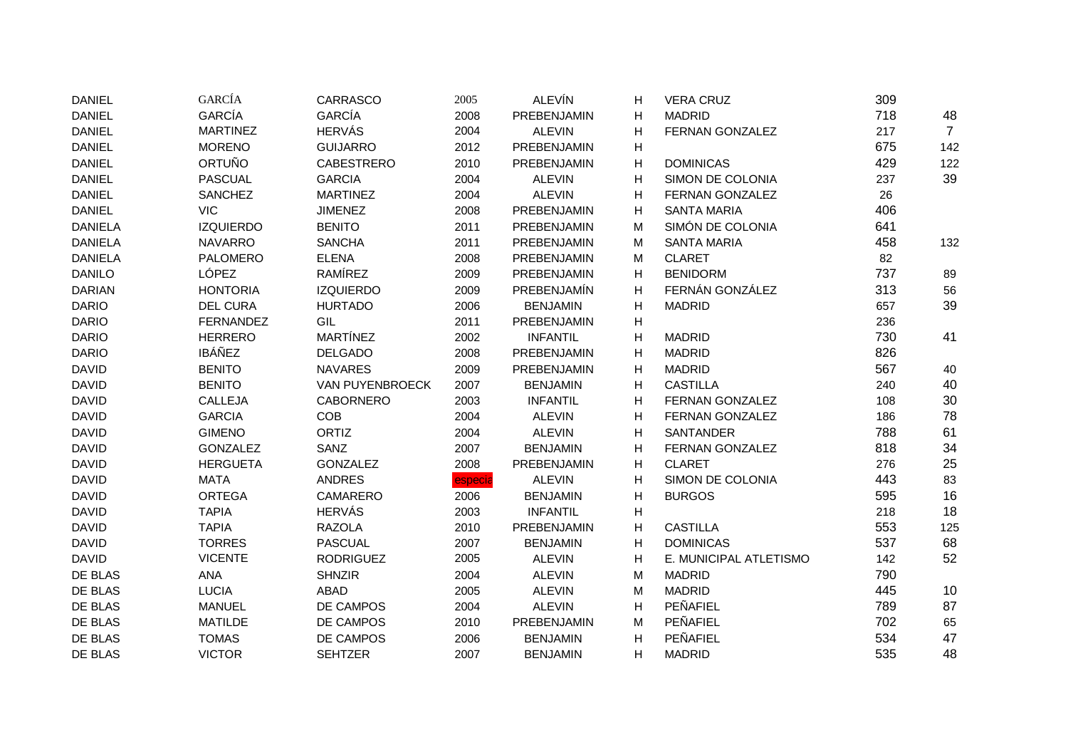| | | | | | | | | |
|---|---|---|---|---|---|---|---|---|
| DANIEL | GARCÍA | CARRASCO | 2005 | ALEVÍN | H | VERA CRUZ | 309 | |
| DANIEL | GARCÍA | GARCÍA | 2008 | PREBENJAMIN | H | MADRID | 718 | 48 |
| DANIEL | MARTINEZ | HERVÁS | 2004 | ALEVIN | H | FERNAN GONZALEZ | 217 | 7 |
| DANIEL | MORENO | GUIJARRO | 2012 | PREBENJAMIN | H | | 675 | 142 |
| DANIEL | ORTUÑO | CABESTRERO | 2010 | PREBENJAMIN | H | DOMINICAS | 429 | 122 |
| DANIEL | PASCUAL | GARCIA | 2004 | ALEVIN | H | SIMON DE COLONIA | 237 | 39 |
| DANIEL | SANCHEZ | MARTINEZ | 2004 | ALEVIN | H | FERNAN GONZALEZ | 26 | |
| DANIEL | VIC | JIMENEZ | 2008 | PREBENJAMIN | H | SANTA MARIA | 406 | |
| DANIELA | IZQUIERDO | BENITO | 2011 | PREBENJAMIN | M | SIMÓN DE COLONIA | 641 | |
| DANIELA | NAVARRO | SANCHA | 2011 | PREBENJAMIN | M | SANTA MARIA | 458 | 132 |
| DANIELA | PALOMERO | ELENA | 2008 | PREBENJAMIN | M | CLARET | 82 | |
| DANILO | LÓPEZ | RAMÍREZ | 2009 | PREBENJAMIN | H | BENIDORM | 737 | 89 |
| DARIAN | HONTORIA | IZQUIERDO | 2009 | PREBENJAMÍN | H | FERNÁN GONZÁLEZ | 313 | 56 |
| DARIO | DEL CURA | HURTADO | 2006 | BENJAMIN | H | MADRID | 657 | 39 |
| DARIO | FERNANDEZ | GIL | 2011 | PREBENJAMIN | H | | 236 | |
| DARIO | HERRERO | MARTÍNEZ | 2002 | INFANTIL | H | MADRID | 730 | 41 |
| DARIO | IBÁÑEZ | DELGADO | 2008 | PREBENJAMIN | H | MADRID | 826 | |
| DAVID | BENITO | NAVARES | 2009 | PREBENJAMIN | H | MADRID | 567 | 40 |
| DAVID | BENITO | VAN PUYENBROECK | 2007 | BENJAMIN | H | CASTILLA | 240 | 40 |
| DAVID | CALLEJA | CABORNERO | 2003 | INFANTIL | H | FERNAN GONZALEZ | 108 | 30 |
| DAVID | GARCIA | COB | 2004 | ALEVIN | H | FERNAN GONZALEZ | 186 | 78 |
| DAVID | GIMENO | ORTIZ | 2004 | ALEVIN | H | SANTANDER | 788 | 61 |
| DAVID | GONZALEZ | SANZ | 2007 | BENJAMIN | H | FERNAN GONZALEZ | 818 | 34 |
| DAVID | HERGUETA | GONZALEZ | 2008 | PREBENJAMIN | H | CLARET | 276 | 25 |
| DAVID | MATA | ANDRES | especia | ALEVIN | H | SIMON DE COLONIA | 443 | 83 |
| DAVID | ORTEGA | CAMARERO | 2006 | BENJAMIN | H | BURGOS | 595 | 16 |
| DAVID | TAPIA | HERVÁS | 2003 | INFANTIL | H | | 218 | 18 |
| DAVID | TAPIA | RAZOLA | 2010 | PREBENJAMIN | H | CASTILLA | 553 | 125 |
| DAVID | TORRES | PASCUAL | 2007 | BENJAMIN | H | DOMINICAS | 537 | 68 |
| DAVID | VICENTE | RODRIGUEZ | 2005 | ALEVIN | H | E. MUNICIPAL ATLETISMO | 142 | 52 |
| DE BLAS | ANA | SHNZIR | 2004 | ALEVIN | M | MADRID | 790 | |
| DE BLAS | LUCIA | ABAD | 2005 | ALEVIN | M | MADRID | 445 | 10 |
| DE BLAS | MANUEL | DE CAMPOS | 2004 | ALEVIN | H | PEÑAFIEL | 789 | 87 |
| DE BLAS | MATILDE | DE CAMPOS | 2010 | PREBENJAMIN | M | PEÑAFIEL | 702 | 65 |
| DE BLAS | TOMAS | DE CAMPOS | 2006 | BENJAMIN | H | PEÑAFIEL | 534 | 47 |
| DE BLAS | VICTOR | SEHTZER | 2007 | BENJAMIN | H | MADRID | 535 | 48 |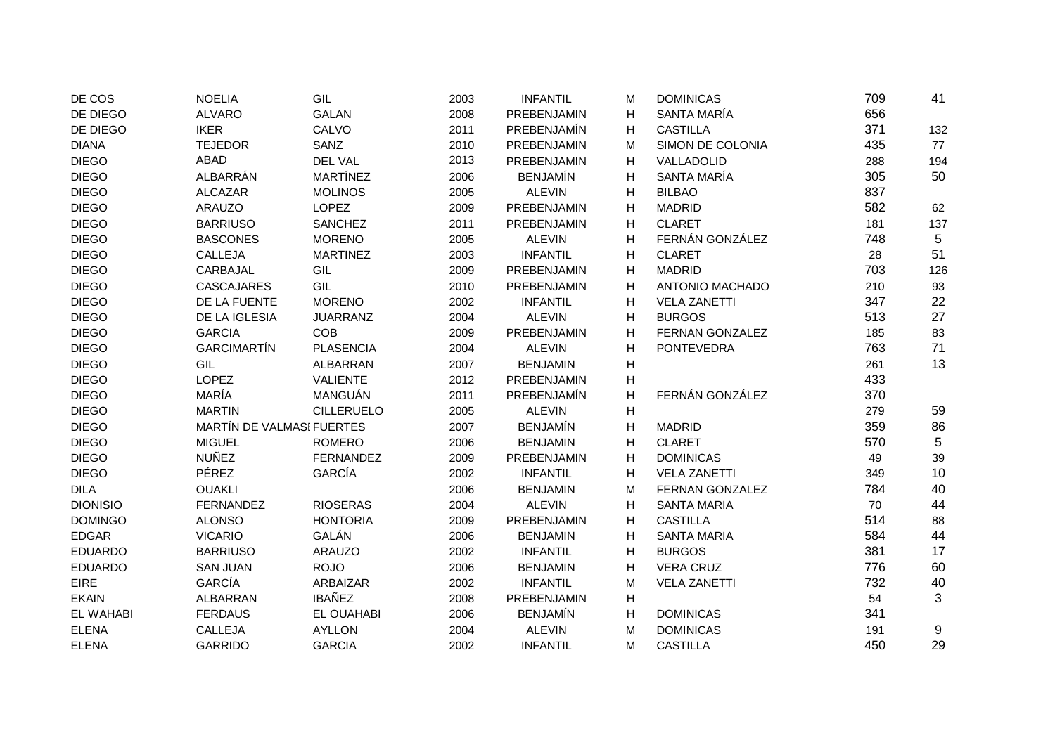| | | | | | | | | |
|---|---|---|---|---|---|---|---|---|
| DE COS | NOELIA | GIL | 2003 | INFANTIL | M | DOMINICAS | 709 | 41 |
| DE DIEGO | ALVARO | GALAN | 2008 | PREBENJAMIN | H | SANTA MARÍA | 656 | |
| DE DIEGO | IKER | CALVO | 2011 | PREBENJAMÍN | H | CASTILLA | 371 | 132 |
| DIANA | TEJEDOR | SANZ | 2010 | PREBENJAMIN | M | SIMON DE COLONIA | 435 | 77 |
| DIEGO | ABAD | DEL VAL | 2013 | PREBENJAMIN | H | VALLADOLID | 288 | 194 |
| DIEGO | ALBARRÁN | MARTÍNEZ | 2006 | BENJAMÍN | H | SANTA MARÍA | 305 | 50 |
| DIEGO | ALCAZAR | MOLINOS | 2005 | ALEVIN | H | BILBAO | 837 | |
| DIEGO | ARAUZO | LOPEZ | 2009 | PREBENJAMIN | H | MADRID | 582 | 62 |
| DIEGO | BARRIUSO | SANCHEZ | 2011 | PREBENJAMIN | H | CLARET | 181 | 137 |
| DIEGO | BASCONES | MORENO | 2005 | ALEVIN | H | FERNÁN GONZÁLEZ | 748 | 5 |
| DIEGO | CALLEJA | MARTINEZ | 2003 | INFANTIL | H | CLARET | 28 | 51 |
| DIEGO | CARBAJAL | GIL | 2009 | PREBENJAMIN | H | MADRID | 703 | 126 |
| DIEGO | CASCAJARES | GIL | 2010 | PREBENJAMIN | H | ANTONIO MACHADO | 210 | 93 |
| DIEGO | DE LA FUENTE | MORENO | 2002 | INFANTIL | H | VELA ZANETTI | 347 | 22 |
| DIEGO | DE LA IGLESIA | JUARRANZ | 2004 | ALEVIN | H | BURGOS | 513 | 27 |
| DIEGO | GARCIA | COB | 2009 | PREBENJAMIN | H | FERNAN GONZALEZ | 185 | 83 |
| DIEGO | GARCIMARTÍN | PLASENCIA | 2004 | ALEVIN | H | PONTEVEDRA | 763 | 71 |
| DIEGO | GIL | ALBARRAN | 2007 | BENJAMIN | H | | 261 | 13 |
| DIEGO | LOPEZ | VALIENTE | 2012 | PREBENJAMIN | H | | 433 | |
| DIEGO | MARÍA | MANGUÁN | 2011 | PREBENJAMÍN | H | FERNÁN GONZÁLEZ | 370 | |
| DIEGO | MARTIN | CILLERUELO | 2005 | ALEVIN | H | | 279 | 59 |
| DIEGO | MARTÍN DE VALMASI | FUERTES | 2007 | BENJAMÍN | H | MADRID | 359 | 86 |
| DIEGO | MIGUEL | ROMERO | 2006 | BENJAMIN | H | CLARET | 570 | 5 |
| DIEGO | NUÑEZ | FERNANDEZ | 2009 | PREBENJAMIN | H | DOMINICAS | 49 | 39 |
| DIEGO | PÉREZ | GARCÍA | 2002 | INFANTIL | H | VELA ZANETTI | 349 | 10 |
| DILA | OUAKLI | | 2006 | BENJAMIN | M | FERNAN GONZALEZ | 784 | 40 |
| DIONISIO | FERNANDEZ | RIOSERAS | 2004 | ALEVIN | H | SANTA MARIA | 70 | 44 |
| DOMINGO | ALONSO | HONTORIA | 2009 | PREBENJAMIN | H | CASTILLA | 514 | 88 |
| EDGAR | VICARIO | GALÁN | 2006 | BENJAMIN | H | SANTA MARIA | 584 | 44 |
| EDUARDO | BARRIUSO | ARAUZO | 2002 | INFANTIL | H | BURGOS | 381 | 17 |
| EDUARDO | SAN JUAN | ROJO | 2006 | BENJAMIN | H | VERA CRUZ | 776 | 60 |
| EIRE | GARCÍA | ARBAIZAR | 2002 | INFANTIL | M | VELA ZANETTI | 732 | 40 |
| EKAIN | ALBARRAN | IBAÑEZ | 2008 | PREBENJAMIN | H | | 54 | 3 |
| EL WAHABI | FERDAUS | EL OUAHABI | 2006 | BENJAMÍN | H | DOMINICAS | 341 | |
| ELENA | CALLEJA | AYLLON | 2004 | ALEVIN | M | DOMINICAS | 191 | 9 |
| ELENA | GARRIDO | GARCIA | 2002 | INFANTIL | M | CASTILLA | 450 | 29 |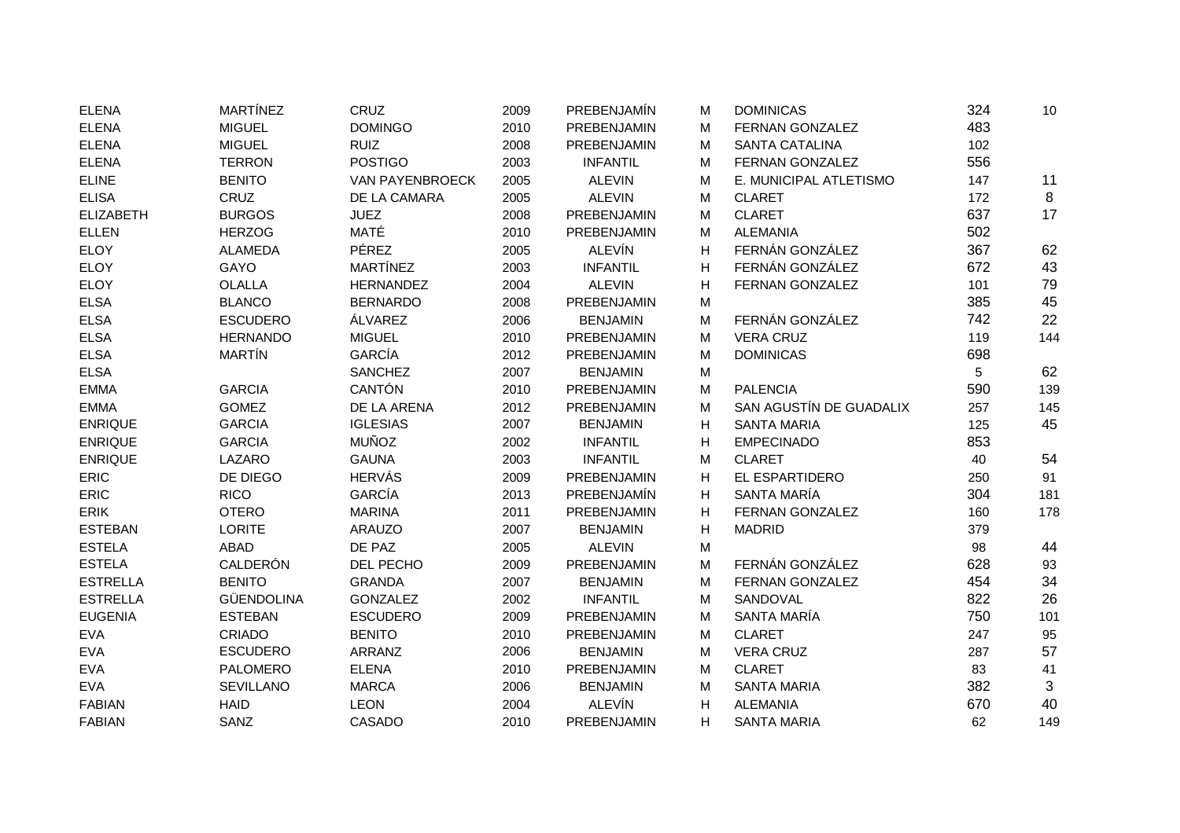| | | | | | | | | |
|---|---|---|---|---|---|---|---|---|
| ELENA | MARTÍNEZ | CRUZ | 2009 | PREBENJAMÍN | M | DOMINICAS | 324 | 10 |
| ELENA | MIGUEL | DOMINGO | 2010 | PREBENJAMIN | M | FERNAN GONZALEZ | 483 | |
| ELENA | MIGUEL | RUIZ | 2008 | PREBENJAMIN | M | SANTA CATALINA | 102 | |
| ELENA | TERRON | POSTIGO | 2003 | INFANTIL | M | FERNAN GONZALEZ | 556 | |
| ELINE | BENITO | VAN PAYENBROECK | 2005 | ALEVIN | M | E. MUNICIPAL ATLETISMO | 147 | 11 |
| ELISA | CRUZ | DE LA CAMARA | 2005 | ALEVIN | M | CLARET | 172 | 8 |
| ELIZABETH | BURGOS | JUEZ | 2008 | PREBENJAMIN | M | CLARET | 637 | 17 |
| ELLEN | HERZOG | MATÉ | 2010 | PREBENJAMIN | M | ALEMANIA | 502 | |
| ELOY | ALAMEDA | PÉREZ | 2005 | ALEVÍN | H | FERNÁN GONZÁLEZ | 367 | 62 |
| ELOY | GAYO | MARTÍNEZ | 2003 | INFANTIL | H | FERNÁN GONZÁLEZ | 672 | 43 |
| ELOY | OLALLA | HERNANDEZ | 2004 | ALEVIN | H | FERNAN GONZALEZ | 101 | 79 |
| ELSA | BLANCO | BERNARDO | 2008 | PREBENJAMIN | M | | 385 | 45 |
| ELSA | ESCUDERO | ÁLVAREZ | 2006 | BENJAMIN | M | FERNÁN GONZÁLEZ | 742 | 22 |
| ELSA | HERNANDO | MIGUEL | 2010 | PREBENJAMIN | M | VERA CRUZ | 119 | 144 |
| ELSA | MARTÍN | GARCÍA | 2012 | PREBENJAMIN | M | DOMINICAS | 698 | |
| ELSA | | SANCHEZ | 2007 | BENJAMIN | M | | 5 | 62 |
| EMMA | GARCIA | CANTÓN | 2010 | PREBENJAMIN | M | PALENCIA | 590 | 139 |
| EMMA | GOMEZ | DE LA ARENA | 2012 | PREBENJAMIN | M | SAN AGUSTÍN DE GUADALIX | 257 | 145 |
| ENRIQUE | GARCIA | IGLESIAS | 2007 | BENJAMIN | H | SANTA MARIA | 125 | 45 |
| ENRIQUE | GARCIA | MUÑOZ | 2002 | INFANTIL | H | EMPECINADO | 853 | |
| ENRIQUE | LAZARO | GAUNA | 2003 | INFANTIL | M | CLARET | 40 | 54 |
| ERIC | DE DIEGO | HERVÁS | 2009 | PREBENJAMIN | H | EL ESPARTIDERO | 250 | 91 |
| ERIC | RICO | GARCÍA | 2013 | PREBENJAMÍN | H | SANTA MARÍA | 304 | 181 |
| ERIK | OTERO | MARINA | 2011 | PREBENJAMIN | H | FERNAN GONZALEZ | 160 | 178 |
| ESTEBAN | LORITE | ARAUZO | 2007 | BENJAMIN | H | MADRID | 379 | |
| ESTELA | ABAD | DE PAZ | 2005 | ALEVIN | M | | 98 | 44 |
| ESTELA | CALDERÓN | DEL PECHO | 2009 | PREBENJAMIN | M | FERNÁN GONZÁLEZ | 628 | 93 |
| ESTRELLA | BENITO | GRANDA | 2007 | BENJAMIN | M | FERNAN GONZALEZ | 454 | 34 |
| ESTRELLA | GÜENDOLINA | GONZALEZ | 2002 | INFANTIL | M | SANDOVAL | 822 | 26 |
| EUGENIA | ESTEBAN | ESCUDERO | 2009 | PREBENJAMIN | M | SANTA MARÍA | 750 | 101 |
| EVA | CRIADO | BENITO | 2010 | PREBENJAMIN | M | CLARET | 247 | 95 |
| EVA | ESCUDERO | ARRANZ | 2006 | BENJAMIN | M | VERA CRUZ | 287 | 57 |
| EVA | PALOMERO | ELENA | 2010 | PREBENJAMIN | M | CLARET | 83 | 41 |
| EVA | SEVILLANO | MARCA | 2006 | BENJAMIN | M | SANTA MARIA | 382 | 3 |
| FABIAN | HAID | LEON | 2004 | ALEVÍN | H | ALEMANIA | 670 | 40 |
| FABIAN | SANZ | CASADO | 2010 | PREBENJAMIN | H | SANTA MARIA | 62 | 149 |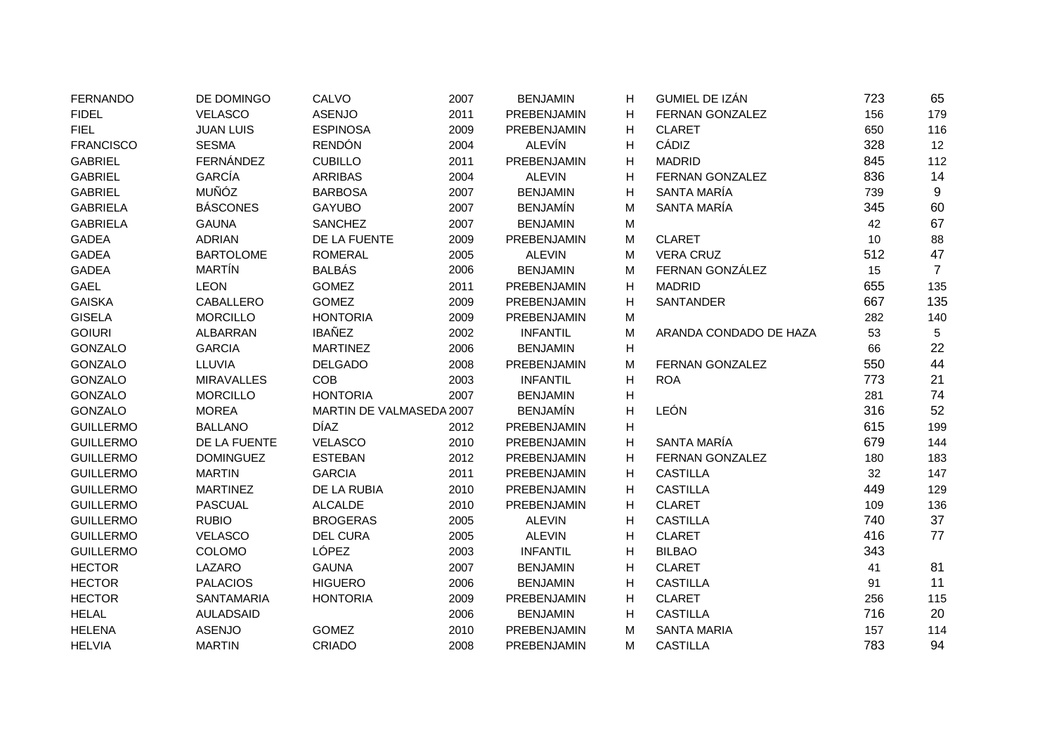| | | | | | | | | |
|---|---|---|---|---|---|---|---|---|
| FERNANDO | DE DOMINGO | CALVO | 2007 | BENJAMIN | H | GUMIEL DE IZÁN | 723 | 65 |
| FIDEL | VELASCO | ASENJO | 2011 | PREBENJAMIN | H | FERNAN GONZALEZ | 156 | 179 |
| FIEL | JUAN LUIS | ESPINOSA | 2009 | PREBENJAMIN | H | CLARET | 650 | 116 |
| FRANCISCO | SESMA | RENDÓN | 2004 | ALEVÍN | H | CÁDIZ | 328 | 12 |
| GABRIEL | FERNÁNDEZ | CUBILLO | 2011 | PREBENJAMIN | H | MADRID | 845 | 112 |
| GABRIEL | GARCÍA | ARRIBAS | 2004 | ALEVIN | H | FERNAN GONZALEZ | 836 | 14 |
| GABRIEL | MUÑÓZ | BARBOSA | 2007 | BENJAMIN | H | SANTA MARÍA | 739 | 9 |
| GABRIELA | BÁSCONES | GAYUBO | 2007 | BENJAMÍN | M | SANTA MARÍA | 345 | 60 |
| GABRIELA | GAUNA | SANCHEZ | 2007 | BENJAMIN | M | | 42 | 67 |
| GADEA | ADRIAN | DE LA FUENTE | 2009 | PREBENJAMIN | M | CLARET | 10 | 88 |
| GADEA | BARTOLOME | ROMERAL | 2005 | ALEVIN | M | VERA CRUZ | 512 | 47 |
| GADEA | MARTÍN | BALBÁS | 2006 | BENJAMIN | M | FERNAN GONZÁLEZ | 15 | 7 |
| GAEL | LEON | GOMEZ | 2011 | PREBENJAMIN | H | MADRID | 655 | 135 |
| GAISKA | CABALLERO | GOMEZ | 2009 | PREBENJAMIN | H | SANTANDER | 667 | 135 |
| GISELA | MORCILLO | HONTORIA | 2009 | PREBENJAMIN | M | | 282 | 140 |
| GOIURI | ALBARRAN | IBAÑEZ | 2002 | INFANTIL | M | ARANDA CONDADO DE HAZA | 53 | 5 |
| GONZALO | GARCIA | MARTINEZ | 2006 | BENJAMIN | H | | 66 | 22 |
| GONZALO | LLUVIA | DELGADO | 2008 | PREBENJAMIN | M | FERNAN GONZALEZ | 550 | 44 |
| GONZALO | MIRAVALLES | COB | 2003 | INFANTIL | H | ROA | 773 | 21 |
| GONZALO | MORCILLO | HONTORIA | 2007 | BENJAMIN | H | | 281 | 74 |
| GONZALO | MOREA | MARTIN DE VALMASEDA | 2007 | BENJAMÍN | H | LEÓN | 316 | 52 |
| GUILLERMO | BALLANO | DÍAZ | 2012 | PREBENJAMIN | H | | 615 | 199 |
| GUILLERMO | DE LA FUENTE | VELASCO | 2010 | PREBENJAMIN | H | SANTA MARÍA | 679 | 144 |
| GUILLERMO | DOMINGUEZ | ESTEBAN | 2012 | PREBENJAMIN | H | FERNAN GONZALEZ | 180 | 183 |
| GUILLERMO | MARTIN | GARCIA | 2011 | PREBENJAMIN | H | CASTILLA | 32 | 147 |
| GUILLERMO | MARTINEZ | DE LA RUBIA | 2010 | PREBENJAMIN | H | CASTILLA | 449 | 129 |
| GUILLERMO | PASCUAL | ALCALDE | 2010 | PREBENJAMIN | H | CLARET | 109 | 136 |
| GUILLERMO | RUBIO | BROGERAS | 2005 | ALEVIN | H | CASTILLA | 740 | 37 |
| GUILLERMO | VELASCO | DEL CURA | 2005 | ALEVIN | H | CLARET | 416 | 77 |
| GUILLERMO | COLOMO | LÓPEZ | 2003 | INFANTIL | H | BILBAO | 343 | |
| HECTOR | LAZARO | GAUNA | 2007 | BENJAMIN | H | CLARET | 41 | 81 |
| HECTOR | PALACIOS | HIGUERO | 2006 | BENJAMIN | H | CASTILLA | 91 | 11 |
| HECTOR | SANTAMARIA | HONTORIA | 2009 | PREBENJAMIN | H | CLARET | 256 | 115 |
| HELAL | AULADSAID | | 2006 | BENJAMIN | H | CASTILLA | 716 | 20 |
| HELENA | ASENJO | GOMEZ | 2010 | PREBENJAMIN | M | SANTA MARIA | 157 | 114 |
| HELVIA | MARTIN | CRIADO | 2008 | PREBENJAMIN | M | CASTILLA | 783 | 94 |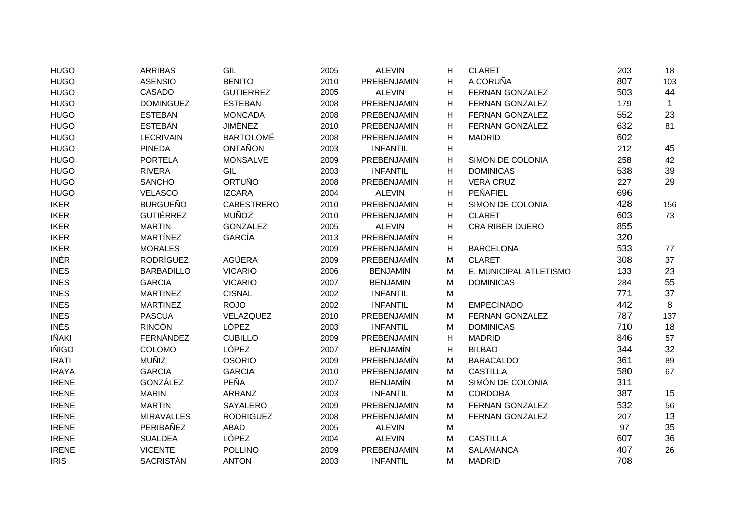| | | | | | | | | |
|---|---|---|---|---|---|---|---|---|
| HUGO | ARRIBAS | GIL | 2005 | ALEVIN | H | CLARET | 203 | 18 |
| HUGO | ASENSIO | BENITO | 2010 | PREBENJAMIN | H | A CORUÑA | 807 | 103 |
| HUGO | CASADO | GUTIERREZ | 2005 | ALEVIN | H | FERNAN GONZALEZ | 503 | 44 |
| HUGO | DOMINGUEZ | ESTEBAN | 2008 | PREBENJAMIN | H | FERNAN GONZALEZ | 179 | 1 |
| HUGO | ESTEBAN | MONCADA | 2008 | PREBENJAMIN | H | FERNAN GONZALEZ | 552 | 23 |
| HUGO | ESTEBÁN | JIMÉNEZ | 2010 | PREBENJAMIN | H | FERNÁN GONZÁLEZ | 632 | 81 |
| HUGO | LECRIVAIN | BARTOLOMÉ | 2008 | PREBENJAMIN | H | MADRID | 602 | |
| HUGO | PINEDA | ONTAÑON | 2003 | INFANTIL | H | | 212 | 45 |
| HUGO | PORTELA | MONSALVE | 2009 | PREBENJAMIN | H | SIMON DE COLONIA | 258 | 42 |
| HUGO | RIVERA | GIL | 2003 | INFANTIL | H | DOMINICAS | 538 | 39 |
| HUGO | SANCHO | ORTUÑO | 2008 | PREBENJAMIN | H | VERA CRUZ | 227 | 29 |
| HUGO | VELASCO | IZCARA | 2004 | ALEVIN | H | PEÑAFIEL | 696 | |
| IKER | BURGUEÑO | CABESTRERO | 2010 | PREBENJAMIN | H | SIMON DE COLONIA | 428 | 156 |
| IKER | GUTIÉRREZ | MUÑOZ | 2010 | PREBENJAMIN | H | CLARET | 603 | 73 |
| IKER | MARTIN | GONZALEZ | 2005 | ALEVIN | H | CRA RIBER DUERO | 855 | |
| IKER | MARTÍNEZ | GARCÍA | 2013 | PREBENJAMÍN | H | | 320 | |
| IKER | MORALES | | 2009 | PREBENJAMIN | H | BARCELONA | 533 | 77 |
| INÉR | RODRÍGUEZ | AGÜERA | 2009 | PREBENJAMÍN | M | CLARET | 308 | 37 |
| INES | BARBADILLO | VICARIO | 2006 | BENJAMIN | M | E. MUNICIPAL ATLETISMO | 133 | 23 |
| INES | GARCIA | VICARIO | 2007 | BENJAMIN | M | DOMINICAS | 284 | 55 |
| INES | MARTINEZ | CISNAL | 2002 | INFANTIL | M | | 771 | 37 |
| INES | MARTINEZ | ROJO | 2002 | INFANTIL | M | EMPECINADO | 442 | 8 |
| INES | PASCUA | VELAZQUEZ | 2010 | PREBENJAMIN | M | FERNAN GONZALEZ | 787 | 137 |
| INÉS | RINCÓN | LÓPEZ | 2003 | INFANTIL | M | DOMINICAS | 710 | 18 |
| IÑAKI | FERNÁNDEZ | CUBILLO | 2009 | PREBENJAMIN | H | MADRID | 846 | 57 |
| IÑIGO | COLOMO | LÓPEZ | 2007 | BENJAMÍN | H | BILBAO | 344 | 32 |
| IRATI | MUÑIZ | OSORIO | 2009 | PREBENJAMÍN | M | BARACALDO | 361 | 89 |
| IRAYA | GARCIA | GARCIA | 2010 | PREBENJAMIN | M | CASTILLA | 580 | 67 |
| IRENE | GONZÁLEZ | PEÑA | 2007 | BENJAMÍN | M | SIMÓN DE COLONIA | 311 | |
| IRENE | MARIN | ARRANZ | 2003 | INFANTIL | M | CORDOBA | 387 | 15 |
| IRENE | MARTIN | SAYALERO | 2009 | PREBENJAMIN | M | FERNAN GONZALEZ | 532 | 56 |
| IRENE | MIRAVALLES | RODRIGUEZ | 2008 | PREBENJAMIN | M | FERNAN GONZALEZ | 207 | 13 |
| IRENE | PERIBAÑEZ | ABAD | 2005 | ALEVIN | M | | 97 | 35 |
| IRENE | SUALDEA | LÓPEZ | 2004 | ALEVIN | M | CASTILLA | 607 | 36 |
| IRENE | VICENTE | POLLINO | 2009 | PREBENJAMIN | M | SALAMANCA | 407 | 26 |
| IRIS | SACRISTÁN | ANTON | 2003 | INFANTIL | M | MADRID | 708 | |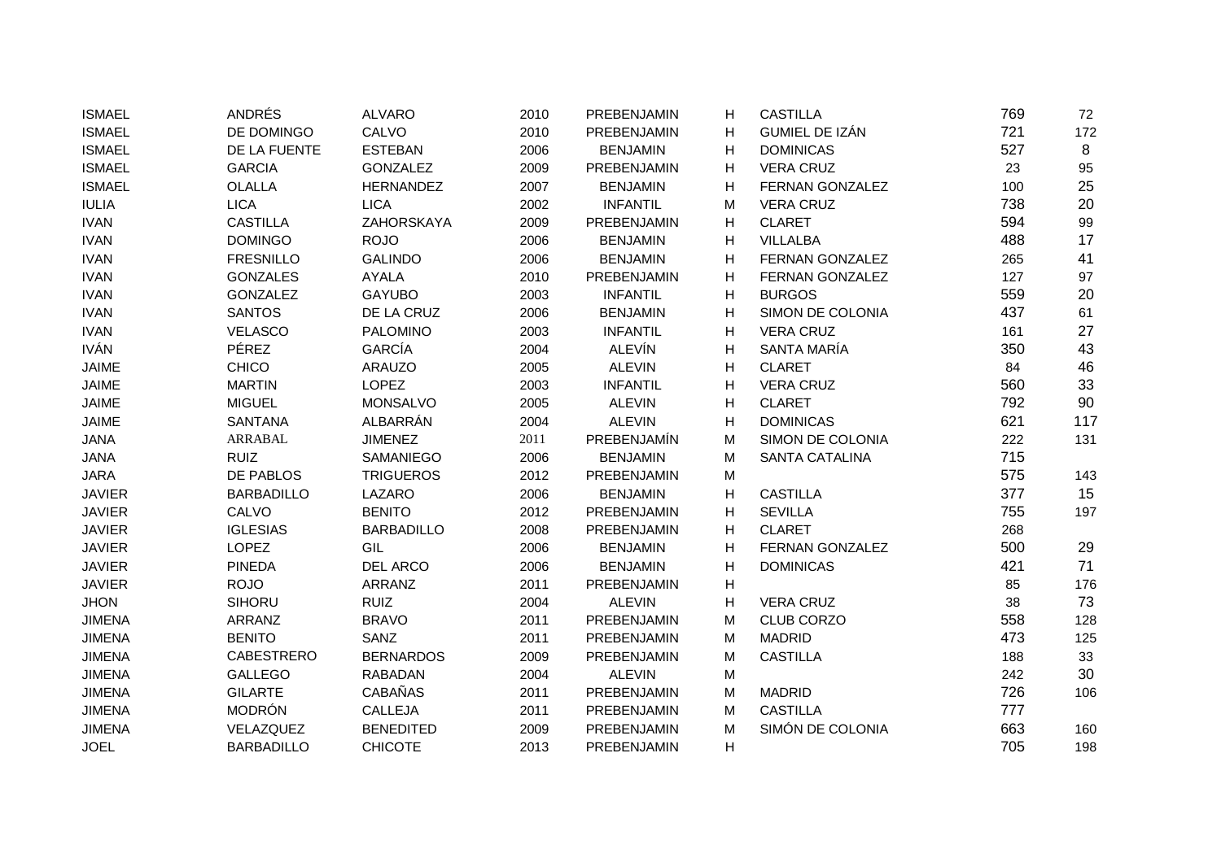| | | | | | | | | |
|---|---|---|---|---|---|---|---|---|
| ISMAEL | ANDRÉS | ALVARO | 2010 | PREBENJAMIN | H | CASTILLA | 769 | 72 |
| ISMAEL | DE DOMINGO | CALVO | 2010 | PREBENJAMIN | H | GUMIEL DE IZÁN | 721 | 172 |
| ISMAEL | DE LA FUENTE | ESTEBAN | 2006 | BENJAMIN | H | DOMINICAS | 527 | 8 |
| ISMAEL | GARCIA | GONZALEZ | 2009 | PREBENJAMIN | H | VERA CRUZ | 23 | 95 |
| ISMAEL | OLALLA | HERNANDEZ | 2007 | BENJAMIN | H | FERNAN GONZALEZ | 100 | 25 |
| IULIA | LICA | LICA | 2002 | INFANTIL | M | VERA CRUZ | 738 | 20 |
| IVAN | CASTILLA | ZAHORSKAYA | 2009 | PREBENJAMIN | H | CLARET | 594 | 99 |
| IVAN | DOMINGO | ROJO | 2006 | BENJAMIN | H | VILLALBA | 488 | 17 |
| IVAN | FRESNILLO | GALINDO | 2006 | BENJAMIN | H | FERNAN GONZALEZ | 265 | 41 |
| IVAN | GONZALES | AYALA | 2010 | PREBENJAMIN | H | FERNAN GONZALEZ | 127 | 97 |
| IVAN | GONZALEZ | GAYUBO | 2003 | INFANTIL | H | BURGOS | 559 | 20 |
| IVAN | SANTOS | DE LA CRUZ | 2006 | BENJAMIN | H | SIMON DE COLONIA | 437 | 61 |
| IVAN | VELASCO | PALOMINO | 2003 | INFANTIL | H | VERA CRUZ | 161 | 27 |
| IVÁN | PÉREZ | GARCÍA | 2004 | ALEVÍN | H | SANTA MARÍA | 350 | 43 |
| JAIME | CHICO | ARAUZO | 2005 | ALEVIN | H | CLARET | 84 | 46 |
| JAIME | MARTIN | LOPEZ | 2003 | INFANTIL | H | VERA CRUZ | 560 | 33 |
| JAIME | MIGUEL | MONSALVO | 2005 | ALEVIN | H | CLARET | 792 | 90 |
| JAIME | SANTANA | ALBARRÁN | 2004 | ALEVIN | H | DOMINICAS | 621 | 117 |
| JANA | ARRABAL | JIMENEZ | 2011 | PREBENJAMÍN | M | SIMON DE COLONIA | 222 | 131 |
| JANA | RUIZ | SAMANIEGO | 2006 | BENJAMIN | M | SANTA CATALINA | 715 | |
| JARA | DE PABLOS | TRIGUEROS | 2012 | PREBENJAMIN | M | | 575 | 143 |
| JAVIER | BARBADILLO | LAZARO | 2006 | BENJAMIN | H | CASTILLA | 377 | 15 |
| JAVIER | CALVO | BENITO | 2012 | PREBENJAMIN | H | SEVILLA | 755 | 197 |
| JAVIER | IGLESIAS | BARBADILLO | 2008 | PREBENJAMIN | H | CLARET | 268 | |
| JAVIER | LOPEZ | GIL | 2006 | BENJAMIN | H | FERNAN GONZALEZ | 500 | 29 |
| JAVIER | PINEDA | DEL ARCO | 2006 | BENJAMIN | H | DOMINICAS | 421 | 71 |
| JAVIER | ROJO | ARRANZ | 2011 | PREBENJAMIN | H | | 85 | 176 |
| JHON | SIHORU | RUIZ | 2004 | ALEVIN | H | VERA CRUZ | 38 | 73 |
| JIMENA | ARRANZ | BRAVO | 2011 | PREBENJAMIN | M | CLUB CORZO | 558 | 128 |
| JIMENA | BENITO | SANZ | 2011 | PREBENJAMIN | M | MADRID | 473 | 125 |
| JIMENA | CABESTRERO | BERNARDOS | 2009 | PREBENJAMIN | M | CASTILLA | 188 | 33 |
| JIMENA | GALLEGO | RABADAN | 2004 | ALEVIN | M | | 242 | 30 |
| JIMENA | GILARTE | CABAÑAS | 2011 | PREBENJAMIN | M | MADRID | 726 | 106 |
| JIMENA | MODRÓN | CALLEJA | 2011 | PREBENJAMIN | M | CASTILLA | 777 | |
| JIMENA | VELAZQUEZ | BENEDITED | 2009 | PREBENJAMIN | M | SIMÓN DE COLONIA | 663 | 160 |
| JOEL | BARBADILLO | CHICOTE | 2013 | PREBENJAMIN | H | | 705 | 198 |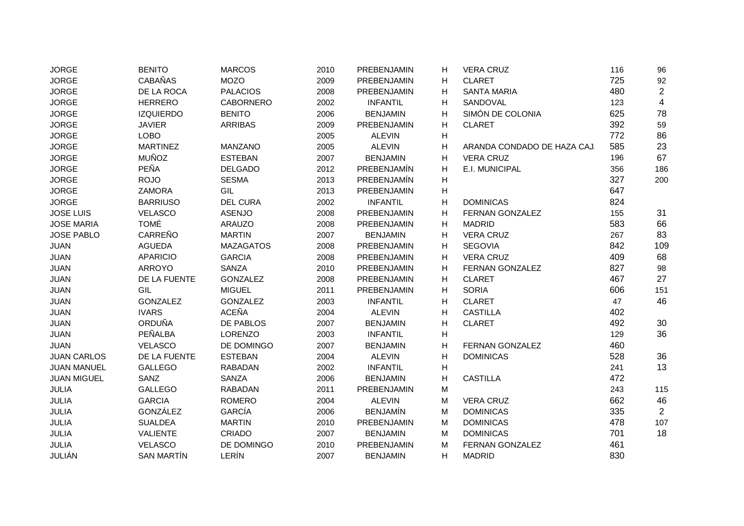| | | | | | | | | |
|---|---|---|---|---|---|---|---|---|
| JORGE | BENITO | MARCOS | 2010 | PREBENJAMIN | H | VERA CRUZ | 116 | 96 |
| JORGE | CABAÑAS | MOZO | 2009 | PREBENJAMIN | H | CLARET | 725 | 92 |
| JORGE | DE LA ROCA | PALACIOS | 2008 | PREBENJAMIN | H | SANTA MARIA | 480 | 2 |
| JORGE | HERRERO | CABORNERO | 2002 | INFANTIL | H | SANDOVAL | 123 | 4 |
| JORGE | IZQUIERDO | BENITO | 2006 | BENJAMIN | H | SIMÓN DE COLONIA | 625 | 78 |
| JORGE | JAVIER | ARRIBAS | 2009 | PREBENJAMIN | H | CLARET | 392 | 59 |
| JORGE | LOBO | | 2005 | ALEVIN | H | | 772 | 86 |
| JORGE | MARTINEZ | MANZANO | 2005 | ALEVIN | H | ARANDA CONDADO DE HAZA CAJ. | 585 | 23 |
| JORGE | MUÑOZ | ESTEBAN | 2007 | BENJAMIN | H | VERA CRUZ | 196 | 67 |
| JORGE | PEÑA | DELGADO | 2012 | PREBENJAMÍN | H | E.I. MUNICIPAL | 356 | 186 |
| JORGE | ROJO | SESMA | 2013 | PREBENJAMÍN | H | | 327 | 200 |
| JORGE | ZAMORA | GIL | 2013 | PREBENJAMIN | H | | 647 | |
| JORGE | BARRIUSO | DEL CURA | 2002 | INFANTIL | H | DOMINICAS | 824 | |
| JOSE LUIS | VELASCO | ASENJO | 2008 | PREBENJAMIN | H | FERNAN GONZALEZ | 155 | 31 |
| JOSE MARIA | TOMÉ | ARAUZO | 2008 | PREBENJAMIN | H | MADRID | 583 | 66 |
| JOSE PABLO | CARREÑO | MARTIN | 2007 | BENJAMIN | H | VERA CRUZ | 267 | 83 |
| JUAN | AGUEDA | MAZAGATOS | 2008 | PREBENJAMIN | H | SEGOVIA | 842 | 109 |
| JUAN | APARICIO | GARCIA | 2008 | PREBENJAMIN | H | VERA CRUZ | 409 | 68 |
| JUAN | ARROYO | SANZA | 2010 | PREBENJAMIN | H | FERNAN GONZALEZ | 827 | 98 |
| JUAN | DE LA FUENTE | GONZALEZ | 2008 | PREBENJAMIN | H | CLARET | 467 | 27 |
| JUAN | GIL | MIGUEL | 2011 | PREBENJAMIN | H | SORIA | 606 | 151 |
| JUAN | GONZALEZ | GONZALEZ | 2003 | INFANTIL | H | CLARET | 47 | 46 |
| JUAN | IVARS | ACEÑA | 2004 | ALEVIN | H | CASTILLA | 402 | |
| JUAN | ORDUÑA | DE PABLOS | 2007 | BENJAMIN | H | CLARET | 492 | 30 |
| JUAN | PEÑALBA | LORENZO | 2003 | INFANTIL | H | | 129 | 36 |
| JUAN | VELASCO | DE DOMINGO | 2007 | BENJAMIN | H | FERNAN GONZALEZ | 460 | |
| JUAN CARLOS | DE LA FUENTE | ESTEBAN | 2004 | ALEVIN | H | DOMINICAS | 528 | 36 |
| JUAN MANUEL | GALLEGO | RABADAN | 2002 | INFANTIL | H | | 241 | 13 |
| JUAN MIGUEL | SANZ | SANZA | 2006 | BENJAMIN | H | CASTILLA | 472 | |
| JULIA | GALLEGO | RABADAN | 2011 | PREBENJAMIN | M | | 243 | 115 |
| JULIA | GARCIA | ROMERO | 2004 | ALEVIN | M | VERA CRUZ | 662 | 46 |
| JULIA | GONZÁLEZ | GARCÍA | 2006 | BENJAMÍN | M | DOMINICAS | 335 | 2 |
| JULIA | SUALDEA | MARTIN | 2010 | PREBENJAMIN | M | DOMINICAS | 478 | 107 |
| JULIA | VALIENTE | CRIADO | 2007 | BENJAMIN | M | DOMINICAS | 701 | 18 |
| JULIA | VELASCO | DE DOMINGO | 2010 | PREBENJAMIN | M | FERNAN GONZALEZ | 461 | |
| JULIÁN | SAN MARTÍN | LERÍN | 2007 | BENJAMIN | H | MADRID | 830 | |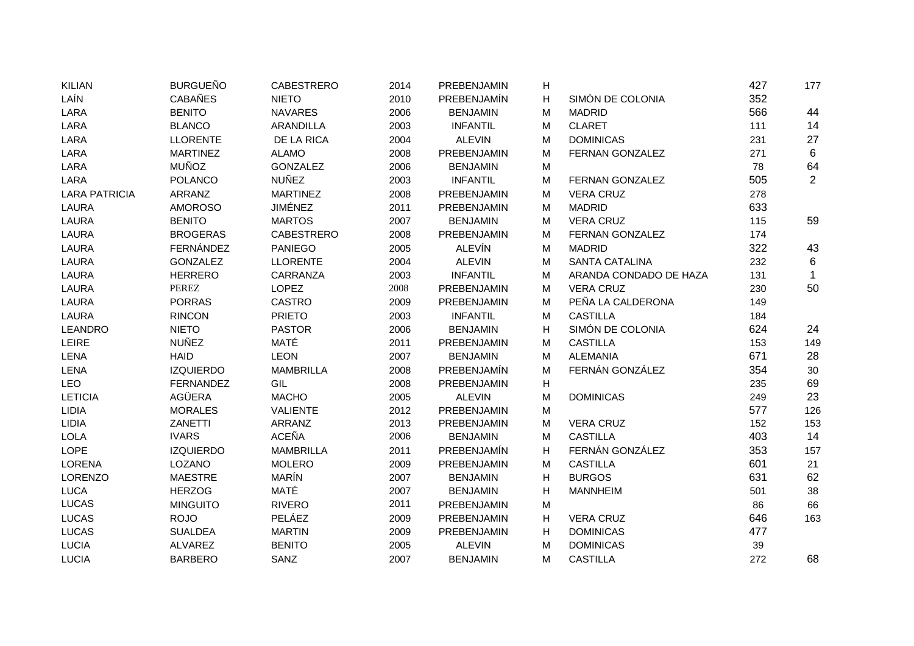| | | | | | | | | |
|---|---|---|---|---|---|---|---|---|
| KILIAN | BURGUEÑO | CABESTRERO | 2014 | PREBENJAMIN | H | | 427 | 177 |
| LAÍN | CABAÑES | NIETO | 2010 | PREBENJAMÍN | H | SIMÓN DE COLONIA | 352 | |
| LARA | BENITO | NAVARES | 2006 | BENJAMIN | M | MADRID | 566 | 44 |
| LARA | BLANCO | ARANDILLA | 2003 | INFANTIL | M | CLARET | 111 | 14 |
| LARA | LLORENTE | DE LA RICA | 2004 | ALEVIN | M | DOMINICAS | 231 | 27 |
| LARA | MARTINEZ | ALAMO | 2008 | PREBENJAMIN | M | FERNAN GONZALEZ | 271 | 6 |
| LARA | MUÑOZ | GONZALEZ | 2006 | BENJAMIN | M | | 78 | 64 |
| LARA | POLANCO | NUÑEZ | 2003 | INFANTIL | M | FERNAN GONZALEZ | 505 | 2 |
| LARA PATRICIA | ARRANZ | MARTINEZ | 2008 | PREBENJAMIN | M | VERA CRUZ | 278 | |
| LAURA | AMOROSO | JIMÉNEZ | 2011 | PREBENJAMIN | M | MADRID | 633 | |
| LAURA | BENITO | MARTOS | 2007 | BENJAMIN | M | VERA CRUZ | 115 | 59 |
| LAURA | BROGERAS | CABESTRERO | 2008 | PREBENJAMIN | M | FERNAN GONZALEZ | 174 | |
| LAURA | FERNÁNDEZ | PANIEGO | 2005 | ALEVÍN | M | MADRID | 322 | 43 |
| LAURA | GONZALEZ | LLORENTE | 2004 | ALEVIN | M | SANTA CATALINA | 232 | 6 |
| LAURA | HERRERO | CARRANZA | 2003 | INFANTIL | M | ARANDA CONDADO DE HAZA | 131 | 1 |
| LAURA | PEREZ | LOPEZ | 2008 | PREBENJAMIN | M | VERA CRUZ | 230 | 50 |
| LAURA | PORRAS | CASTRO | 2009 | PREBENJAMIN | M | PEÑA LA CALDERONA | 149 | |
| LAURA | RINCON | PRIETO | 2003 | INFANTIL | M | CASTILLA | 184 | |
| LEANDRO | NIETO | PASTOR | 2006 | BENJAMIN | H | SIMÓN DE COLONIA | 624 | 24 |
| LEIRE | NUÑEZ | MATÉ | 2011 | PREBENJAMIN | M | CASTILLA | 153 | 149 |
| LENA | HAID | LEON | 2007 | BENJAMIN | M | ALEMANIA | 671 | 28 |
| LENA | IZQUIERDO | MAMBRILLA | 2008 | PREBENJAMÍN | M | FERNÁN GONZÁLEZ | 354 | 30 |
| LEO | FERNANDEZ | GIL | 2008 | PREBENJAMIN | H | | 235 | 69 |
| LETICIA | AGÜERA | MACHO | 2005 | ALEVIN | M | DOMINICAS | 249 | 23 |
| LIDIA | MORALES | VALIENTE | 2012 | PREBENJAMIN | M | | 577 | 126 |
| LIDIA | ZANETTI | ARRANZ | 2013 | PREBENJAMIN | M | VERA CRUZ | 152 | 153 |
| LOLA | IVARS | ACEÑA | 2006 | BENJAMIN | M | CASTILLA | 403 | 14 |
| LOPE | IZQUIERDO | MAMBRILLA | 2011 | PREBENJAMÍN | H | FERNÁN GONZÁLEZ | 353 | 157 |
| LORENA | LOZANO | MOLERO | 2009 | PREBENJAMIN | M | CASTILLA | 601 | 21 |
| LORENZO | MAESTRE | MARÍN | 2007 | BENJAMIN | H | BURGOS | 631 | 62 |
| LUCA | HERZOG | MATÉ | 2007 | BENJAMIN | H | MANNHEIM | 501 | 38 |
| LUCAS | MINGUITO | RIVERO | 2011 | PREBENJAMIN | M | | 86 | 66 |
| LUCAS | ROJO | PELÁEZ | 2009 | PREBENJAMIN | H | VERA CRUZ | 646 | 163 |
| LUCAS | SUALDEA | MARTIN | 2009 | PREBENJAMIN | H | DOMINICAS | 477 | |
| LUCIA | ALVAREZ | BENITO | 2005 | ALEVIN | M | DOMINICAS | 39 | |
| LUCIA | BARBERO | SANZ | 2007 | BENJAMIN | M | CASTILLA | 272 | 68 |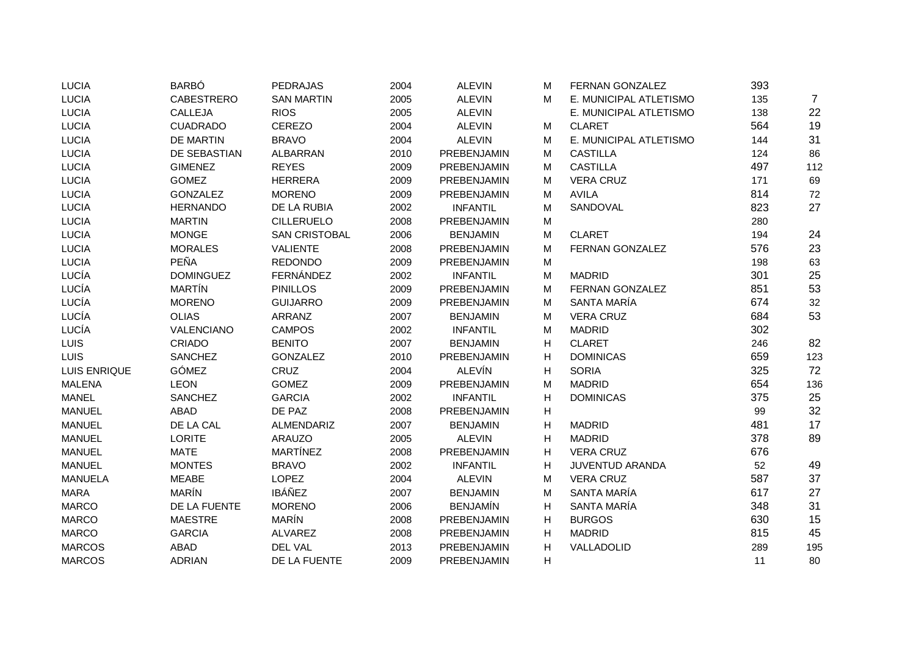| | | | | | | | | |
|---|---|---|---|---|---|---|---|---|
| LUCIA | BARBÓ | PEDRAJAS | 2004 | ALEVIN | M | FERNAN GONZALEZ | 393 | |
| LUCIA | CABESTRERO | SAN MARTIN | 2005 | ALEVIN | M | E. MUNICIPAL ATLETISMO | 135 | 7 |
| LUCIA | CALLEJA | RIOS | 2005 | ALEVIN | | E. MUNICIPAL ATLETISMO | 138 | 22 |
| LUCIA | CUADRADO | CEREZO | 2004 | ALEVIN | M | CLARET | 564 | 19 |
| LUCIA | DE MARTIN | BRAVO | 2004 | ALEVIN | M | E. MUNICIPAL ATLETISMO | 144 | 31 |
| LUCIA | DE SEBASTIAN | ALBARRAN | 2010 | PREBENJAMIN | M | CASTILLA | 124 | 86 |
| LUCIA | GIMENEZ | REYES | 2009 | PREBENJAMIN | M | CASTILLA | 497 | 112 |
| LUCIA | GOMEZ | HERRERA | 2009 | PREBENJAMIN | M | VERA CRUZ | 171 | 69 |
| LUCIA | GONZALEZ | MORENO | 2009 | PREBENJAMIN | M | AVILA | 814 | 72 |
| LUCIA | HERNANDO | DE LA RUBIA | 2002 | INFANTIL | M | SANDOVAL | 823 | 27 |
| LUCIA | MARTIN | CILLERUELO | 2008 | PREBENJAMIN | M | | 280 | |
| LUCIA | MONGE | SAN CRISTOBAL | 2006 | BENJAMIN | M | CLARET | 194 | 24 |
| LUCIA | MORALES | VALIENTE | 2008 | PREBENJAMIN | M | FERNAN GONZALEZ | 576 | 23 |
| LUCIA | PEÑA | REDONDO | 2009 | PREBENJAMIN | M | | 198 | 63 |
| LUCÍA | DOMINGUEZ | FERNÁNDEZ | 2002 | INFANTIL | M | MADRID | 301 | 25 |
| LUCÍA | MARTÍN | PINILLOS | 2009 | PREBENJAMIN | M | FERNAN GONZALEZ | 851 | 53 |
| LUCÍA | MORENO | GUIJARRO | 2009 | PREBENJAMIN | M | SANTA MARÍA | 674 | 32 |
| LUCÍA | OLIAS | ARRANZ | 2007 | BENJAMIN | M | VERA CRUZ | 684 | 53 |
| LUCÍA | VALENCIANO | CAMPOS | 2002 | INFANTIL | M | MADRID | 302 | |
| LUIS | CRIADO | BENITO | 2007 | BENJAMIN | H | CLARET | 246 | 82 |
| LUIS | SANCHEZ | GONZALEZ | 2010 | PREBENJAMIN | H | DOMINICAS | 659 | 123 |
| LUIS ENRIQUE | GÓMEZ | CRUZ | 2004 | ALEVÍN | H | SORIA | 325 | 72 |
| MALENA | LEON | GOMEZ | 2009 | PREBENJAMIN | M | MADRID | 654 | 136 |
| MANEL | SANCHEZ | GARCIA | 2002 | INFANTIL | H | DOMINICAS | 375 | 25 |
| MANUEL | ABAD | DE PAZ | 2008 | PREBENJAMIN | H | | 99 | 32 |
| MANUEL | DE LA CAL | ALMENDARIZ | 2007 | BENJAMIN | H | MADRID | 481 | 17 |
| MANUEL | LORITE | ARAUZO | 2005 | ALEVIN | H | MADRID | 378 | 89 |
| MANUEL | MATE | MARTÍNEZ | 2008 | PREBENJAMIN | H | VERA CRUZ | 676 | |
| MANUEL | MONTES | BRAVO | 2002 | INFANTIL | H | JUVENTUD ARANDA | 52 | 49 |
| MANUELA | MEABE | LOPEZ | 2004 | ALEVIN | M | VERA CRUZ | 587 | 37 |
| MARA | MARÍN | IBÁÑEZ | 2007 | BENJAMIN | M | SANTA MARÍA | 617 | 27 |
| MARCO | DE LA FUENTE | MORENO | 2006 | BENJAMÍN | H | SANTA MARÍA | 348 | 31 |
| MARCO | MAESTRE | MARÍN | 2008 | PREBENJAMIN | H | BURGOS | 630 | 15 |
| MARCO | GARCIA | ALVAREZ | 2008 | PREBENJAMIN | H | MADRID | 815 | 45 |
| MARCOS | ABAD | DEL VAL | 2013 | PREBENJAMIN | H | VALLADOLID | 289 | 195 |
| MARCOS | ADRIAN | DE LA FUENTE | 2009 | PREBENJAMIN | H | | 11 | 80 |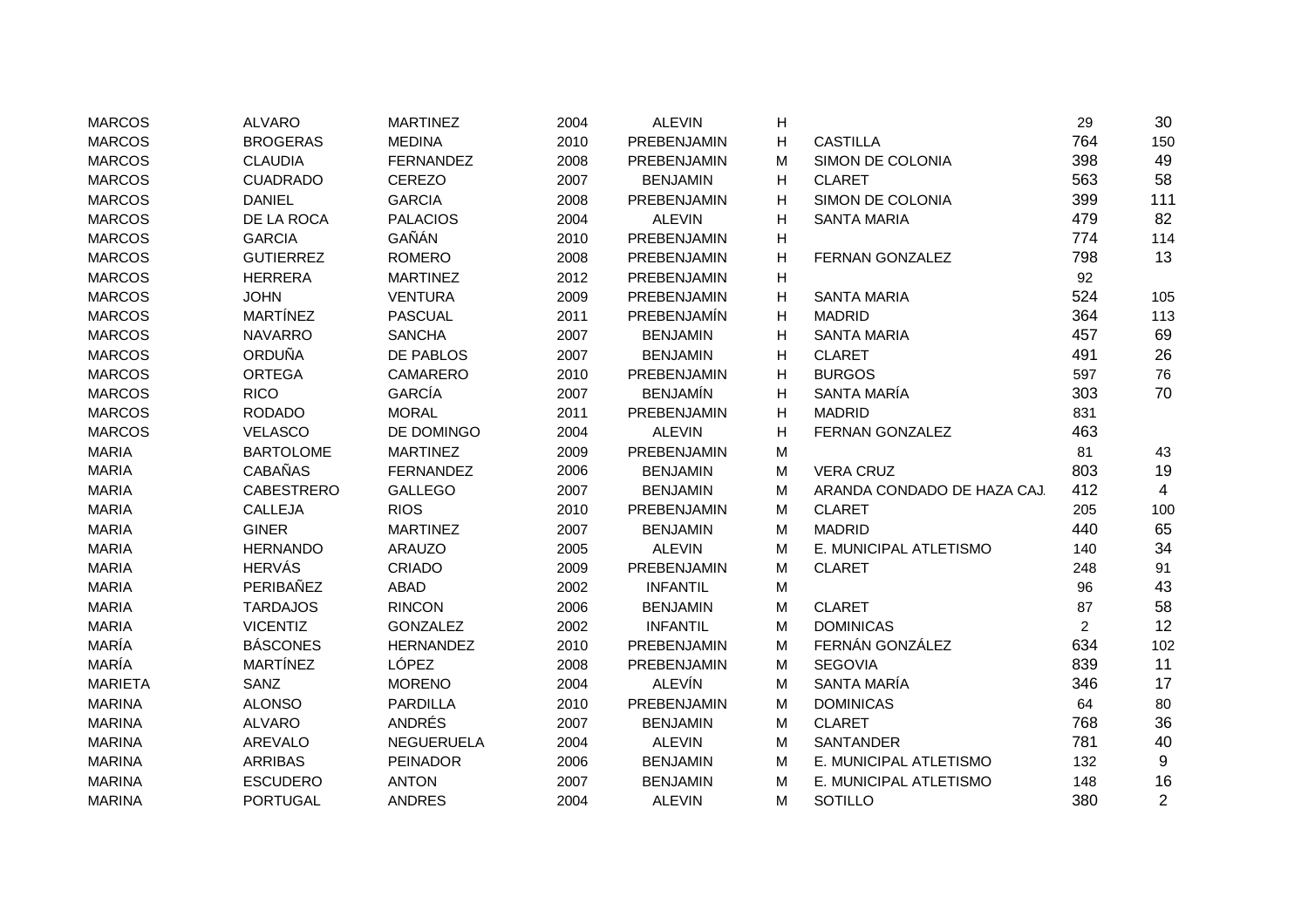| | | | | | | | | |
|---|---|---|---|---|---|---|---|---|
| MARCOS | ALVARO | MARTINEZ | 2004 | ALEVIN | H | | 29 | 30 |
| MARCOS | BROGERAS | MEDINA | 2010 | PREBENJAMIN | H | CASTILLA | 764 | 150 |
| MARCOS | CLAUDIA | FERNANDEZ | 2008 | PREBENJAMIN | M | SIMON DE COLONIA | 398 | 49 |
| MARCOS | CUADRADO | CEREZO | 2007 | BENJAMIN | H | CLARET | 563 | 58 |
| MARCOS | DANIEL | GARCIA | 2008 | PREBENJAMIN | H | SIMON DE COLONIA | 399 | 111 |
| MARCOS | DE LA ROCA | PALACIOS | 2004 | ALEVIN | H | SANTA MARIA | 479 | 82 |
| MARCOS | GARCIA | GAÑÁN | 2010 | PREBENJAMIN | H | | 774 | 114 |
| MARCOS | GUTIERREZ | ROMERO | 2008 | PREBENJAMIN | H | FERNAN GONZALEZ | 798 | 13 |
| MARCOS | HERRERA | MARTINEZ | 2012 | PREBENJAMIN | H | | 92 | |
| MARCOS | JOHN | VENTURA | 2009 | PREBENJAMIN | H | SANTA MARIA | 524 | 105 |
| MARCOS | MARTÍNEZ | PASCUAL | 2011 | PREBENJAMÍN | H | MADRID | 364 | 113 |
| MARCOS | NAVARRO | SANCHA | 2007 | BENJAMIN | H | SANTA MARIA | 457 | 69 |
| MARCOS | ORDUÑA | DE PABLOS | 2007 | BENJAMIN | H | CLARET | 491 | 26 |
| MARCOS | ORTEGA | CAMARERO | 2010 | PREBENJAMIN | H | BURGOS | 597 | 76 |
| MARCOS | RICO | GARCÍA | 2007 | BENJAMÍN | H | SANTA MARÍA | 303 | 70 |
| MARCOS | RODADO | MORAL | 2011 | PREBENJAMIN | H | MADRID | 831 | |
| MARCOS | VELASCO | DE DOMINGO | 2004 | ALEVIN | H | FERNAN GONZALEZ | 463 | |
| MARIA | BARTOLOME | MARTINEZ | 2009 | PREBENJAMIN | M | | 81 | 43 |
| MARIA | CABAÑAS | FERNANDEZ | 2006 | BENJAMIN | M | VERA CRUZ | 803 | 19 |
| MARIA | CABESTRERO | GALLEGO | 2007 | BENJAMIN | M | ARANDA CONDADO DE HAZA CAJ. | 412 | 4 |
| MARIA | CALLEJA | RIOS | 2010 | PREBENJAMIN | M | CLARET | 205 | 100 |
| MARIA | GINER | MARTINEZ | 2007 | BENJAMIN | M | MADRID | 440 | 65 |
| MARIA | HERNANDO | ARAUZO | 2005 | ALEVIN | M | E. MUNICIPAL ATLETISMO | 140 | 34 |
| MARIA | HERVÁS | CRIADO | 2009 | PREBENJAMIN | M | CLARET | 248 | 91 |
| MARIA | PERIBAÑEZ | ABAD | 2002 | INFANTIL | M | | 96 | 43 |
| MARIA | TARDAJOS | RINCON | 2006 | BENJAMIN | M | CLARET | 87 | 58 |
| MARIA | VICENTIZ | GONZALEZ | 2002 | INFANTIL | M | DOMINICAS | 2 | 12 |
| MARÍA | BÁSCONES | HERNANDEZ | 2010 | PREBENJAMIN | M | FERNÁN GONZÁLEZ | 634 | 102 |
| MARÍA | MARTÍNEZ | LÓPEZ | 2008 | PREBENJAMIN | M | SEGOVIA | 839 | 11 |
| MARIETA | SANZ | MORENO | 2004 | ALEVÍN | M | SANTA MARÍA | 346 | 17 |
| MARINA | ALONSO | PARDILLA | 2010 | PREBENJAMIN | M | DOMINICAS | 64 | 80 |
| MARINA | ALVARO | ANDRÉS | 2007 | BENJAMIN | M | CLARET | 768 | 36 |
| MARINA | AREVALO | NEGUERUELA | 2004 | ALEVIN | M | SANTANDER | 781 | 40 |
| MARINA | ARRIBAS | PEINADOR | 2006 | BENJAMIN | M | E. MUNICIPAL ATLETISMO | 132 | 9 |
| MARINA | ESCUDERO | ANTON | 2007 | BENJAMIN | M | E. MUNICIPAL ATLETISMO | 148 | 16 |
| MARINA | PORTUGAL | ANDRES | 2004 | ALEVIN | M | SOTILLO | 380 | 2 |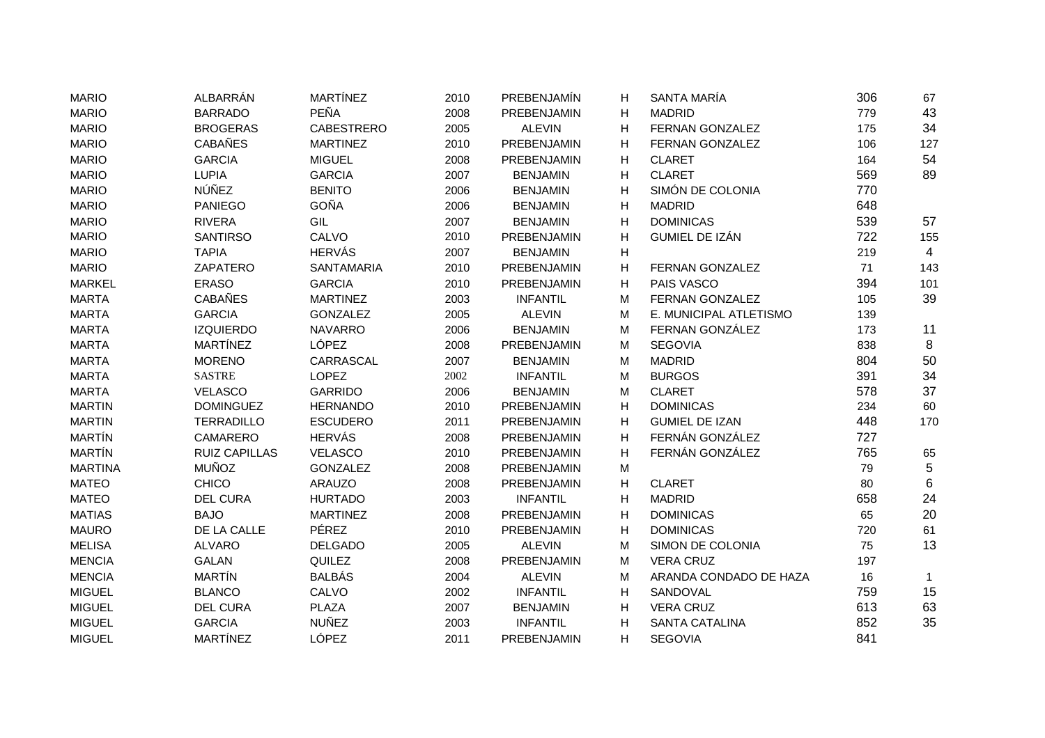| | | | | | | | | |
|---|---|---|---|---|---|---|---|---|
| MARIO | ALBARRÁN | MARTÍNEZ | 2010 | PREBENJAMÍN | H | SANTA MARÍA | 306 | 67 |
| MARIO | BARRADO | PEÑA | 2008 | PREBENJAMIN | H | MADRID | 779 | 43 |
| MARIO | BROGERAS | CABESTRERO | 2005 | ALEVIN | H | FERNAN GONZALEZ | 175 | 34 |
| MARIO | CABAÑES | MARTINEZ | 2010 | PREBENJAMIN | H | FERNAN GONZALEZ | 106 | 127 |
| MARIO | GARCIA | MIGUEL | 2008 | PREBENJAMIN | H | CLARET | 164 | 54 |
| MARIO | LUPIA | GARCIA | 2007 | BENJAMIN | H | CLARET | 569 | 89 |
| MARIO | NÚÑEZ | BENITO | 2006 | BENJAMIN | H | SIMÓN DE COLONIA | 770 | |
| MARIO | PANIEGO | GOÑA | 2006 | BENJAMIN | H | MADRID | 648 | |
| MARIO | RIVERA | GIL | 2007 | BENJAMIN | H | DOMINICAS | 539 | 57 |
| MARIO | SANTIRSO | CALVO | 2010 | PREBENJAMIN | H | GUMIEL DE IZÁN | 722 | 155 |
| MARIO | TAPIA | HERVÁS | 2007 | BENJAMIN | H | | 219 | 4 |
| MARIO | ZAPATERO | SANTAMARIA | 2010 | PREBENJAMIN | H | FERNAN GONZALEZ | 71 | 143 |
| MARKEL | ERASO | GARCIA | 2010 | PREBENJAMIN | H | PAIS VASCO | 394 | 101 |
| MARTA | CABAÑES | MARTINEZ | 2003 | INFANTIL | M | FERNAN GONZALEZ | 105 | 39 |
| MARTA | GARCIA | GONZALEZ | 2005 | ALEVIN | M | E. MUNICIPAL ATLETISMO | 139 | |
| MARTA | IZQUIERDO | NAVARRO | 2006 | BENJAMIN | M | FERNAN GONZÁLEZ | 173 | 11 |
| MARTA | MARTÍNEZ | LÓPEZ | 2008 | PREBENJAMIN | M | SEGOVIA | 838 | 8 |
| MARTA | MORENO | CARRASCAL | 2007 | BENJAMIN | M | MADRID | 804 | 50 |
| MARTA | SASTRE | LOPEZ | 2002 | INFANTIL | M | BURGOS | 391 | 34 |
| MARTA | VELASCO | GARRIDO | 2006 | BENJAMIN | M | CLARET | 578 | 37 |
| MARTIN | DOMINGUEZ | HERNANDO | 2010 | PREBENJAMIN | H | DOMINICAS | 234 | 60 |
| MARTIN | TERRADILLO | ESCUDERO | 2011 | PREBENJAMIN | H | GUMIEL DE IZAN | 448 | 170 |
| MARTÍN | CAMARERO | HERVÁS | 2008 | PREBENJAMIN | H | FERNÁN GONZÁLEZ | 727 | |
| MARTÍN | RUIZ CAPILLAS | VELASCO | 2010 | PREBENJAMIN | H | FERNÁN GONZÁLEZ | 765 | 65 |
| MARTINA | MUÑOZ | GONZALEZ | 2008 | PREBENJAMIN | M | | 79 | 5 |
| MATEO | CHICO | ARAUZO | 2008 | PREBENJAMIN | H | CLARET | 80 | 6 |
| MATEO | DEL CURA | HURTADO | 2003 | INFANTIL | H | MADRID | 658 | 24 |
| MATIAS | BAJO | MARTINEZ | 2008 | PREBENJAMIN | H | DOMINICAS | 65 | 20 |
| MAURO | DE LA CALLE | PÉREZ | 2010 | PREBENJAMIN | H | DOMINICAS | 720 | 61 |
| MELISA | ALVARO | DELGADO | 2005 | ALEVIN | M | SIMON DE COLONIA | 75 | 13 |
| MENCIA | GALAN | QUILEZ | 2008 | PREBENJAMIN | M | VERA CRUZ | 197 | |
| MENCIA | MARTÍN | BALBÁS | 2004 | ALEVIN | M | ARANDA CONDADO DE HAZA | 16 | 1 |
| MIGUEL | BLANCO | CALVO | 2002 | INFANTIL | H | SANDOVAL | 759 | 15 |
| MIGUEL | DEL CURA | PLAZA | 2007 | BENJAMIN | H | VERA CRUZ | 613 | 63 |
| MIGUEL | GARCIA | NUÑEZ | 2003 | INFANTIL | H | SANTA CATALINA | 852 | 35 |
| MIGUEL | MARTÍNEZ | LÓPEZ | 2011 | PREBENJAMIN | H | SEGOVIA | 841 | |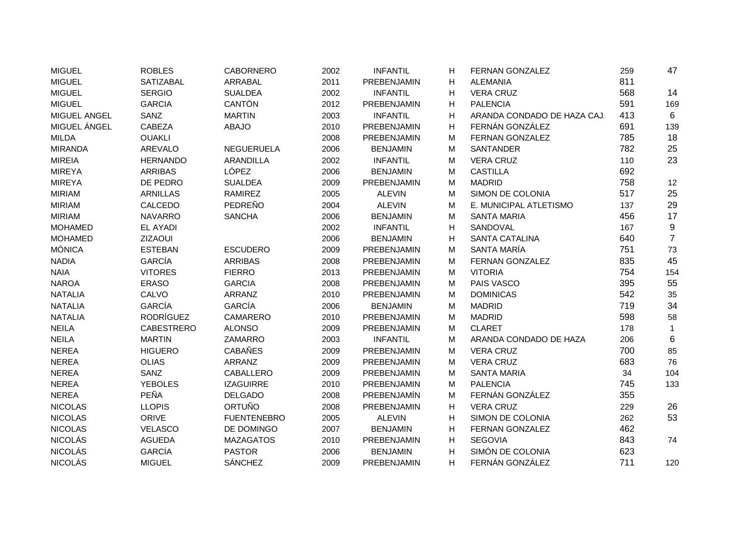| | | | | | | | | |
|---|---|---|---|---|---|---|---|---|
| MIGUEL | ROBLES | CABORNERO | 2002 | INFANTIL | H | FERNAN GONZALEZ | 259 | 47 |
| MIGUEL | SATIZABAL | ARRABAL | 2011 | PREBENJAMIN | H | ALEMANIA | 811 | |
| MIGUEL | SERGIO | SUALDEA | 2002 | INFANTIL | H | VERA CRUZ | 568 | 14 |
| MIGUEL | GARCIA | CANTÓN | 2012 | PREBENJAMIN | H | PALENCIA | 591 | 169 |
| MIGUEL ANGEL | SANZ | MARTIN | 2003 | INFANTIL | H | ARANDA CONDADO DE HAZA CAJ. | 413 | 6 |
| MIGUEL ÁNGEL | CABEZA | ABAJO | 2010 | PREBENJAMIN | H | FERNÁN GONZÁLEZ | 691 | 139 |
| MILDA | OUAKLI | | 2008 | PREBENJAMIN | M | FERNAN GONZALEZ | 785 | 18 |
| MIRANDA | AREVALO | NEGUERUELA | 2006 | BENJAMIN | M | SANTANDER | 782 | 25 |
| MIREIA | HERNANDO | ARANDILLA | 2002 | INFANTIL | M | VERA CRUZ | 110 | 23 |
| MIREYA | ARRIBAS | LÓPEZ | 2006 | BENJAMIN | M | CASTILLA | 692 | |
| MIREYA | DE PEDRO | SUALDEA | 2009 | PREBENJAMIN | M | MADRID | 758 | 12 |
| MIRIAM | ARNILLAS | RAMIREZ | 2005 | ALEVIN | M | SIMON DE COLONIA | 517 | 25 |
| MIRIAM | CALCEDO | PEDREÑO | 2004 | ALEVIN | M | E. MUNICIPAL ATLETISMO | 137 | 29 |
| MIRIAM | NAVARRO | SANCHA | 2006 | BENJAMIN | M | SANTA MARIA | 456 | 17 |
| MOHAMED | EL AYADI | | 2002 | INFANTIL | H | SANDOVAL | 167 | 9 |
| MOHAMED | ZIZAOUI | | 2006 | BENJAMIN | H | SANTA CATALINA | 640 | 7 |
| MÓNICA | ESTEBAN | ESCUDERO | 2009 | PREBENJAMIN | M | SANTA MARÍA | 751 | 73 |
| NADIA | GARCÍA | ARRIBAS | 2008 | PREBENJAMIN | M | FERNAN GONZALEZ | 835 | 45 |
| NAIA | VITORES | FIERRO | 2013 | PREBENJAMIN | M | VITORIA | 754 | 154 |
| NAROA | ERASO | GARCIA | 2008 | PREBENJAMIN | M | PAIS VASCO | 395 | 55 |
| NATALIA | CALVO | ARRANZ | 2010 | PREBENJAMIN | M | DOMINICAS | 542 | 35 |
| NATALIA | GARCÍA | GARCÍA | 2006 | BENJAMIN | M | MADRID | 719 | 34 |
| NATALIA | RODRÍGUEZ | CAMARERO | 2010 | PREBENJAMIN | M | MADRID | 598 | 58 |
| NEILA | CABESTRERO | ALONSO | 2009 | PREBENJAMIN | M | CLARET | 178 | 1 |
| NEILA | MARTIN | ZAMARRO | 2003 | INFANTIL | M | ARANDA CONDADO DE HAZA | 206 | 6 |
| NEREA | HIGUERO | CABAÑES | 2009 | PREBENJAMIN | M | VERA CRUZ | 700 | 85 |
| NEREA | OLIAS | ARRANZ | 2009 | PREBENJAMIN | M | VERA CRUZ | 683 | 76 |
| NEREA | SANZ | CABALLERO | 2009 | PREBENJAMIN | M | SANTA MARIA | 34 | 104 |
| NEREA | YEBOLES | IZAGUIRRE | 2010 | PREBENJAMIN | M | PALENCIA | 745 | 133 |
| NEREA | PEÑA | DELGADO | 2008 | PREBENJAMÍN | M | FERNÁN GONZÁLEZ | 355 | |
| NICOLAS | LLOPIS | ORTUÑO | 2008 | PREBENJAMIN | H | VERA CRUZ | 229 | 26 |
| NICOLAS | ORIVE | FUENTENEBRO | 2005 | ALEVIN | H | SIMON DE COLONIA | 262 | 53 |
| NICOLAS | VELASCO | DE DOMINGO | 2007 | BENJAMIN | H | FERNAN GONZALEZ | 462 | |
| NICOLÁS | AGUEDA | MAZAGATOS | 2010 | PREBENJAMIN | H | SEGOVIA | 843 | 74 |
| NICOLÁS | GARCÍA | PASTOR | 2006 | BENJAMIN | H | SIMÓN DE COLONIA | 623 | |
| NICOLÁS | MIGUEL | SÁNCHEZ | 2009 | PREBENJAMIN | H | FERNÁN GONZÁLEZ | 711 | 120 |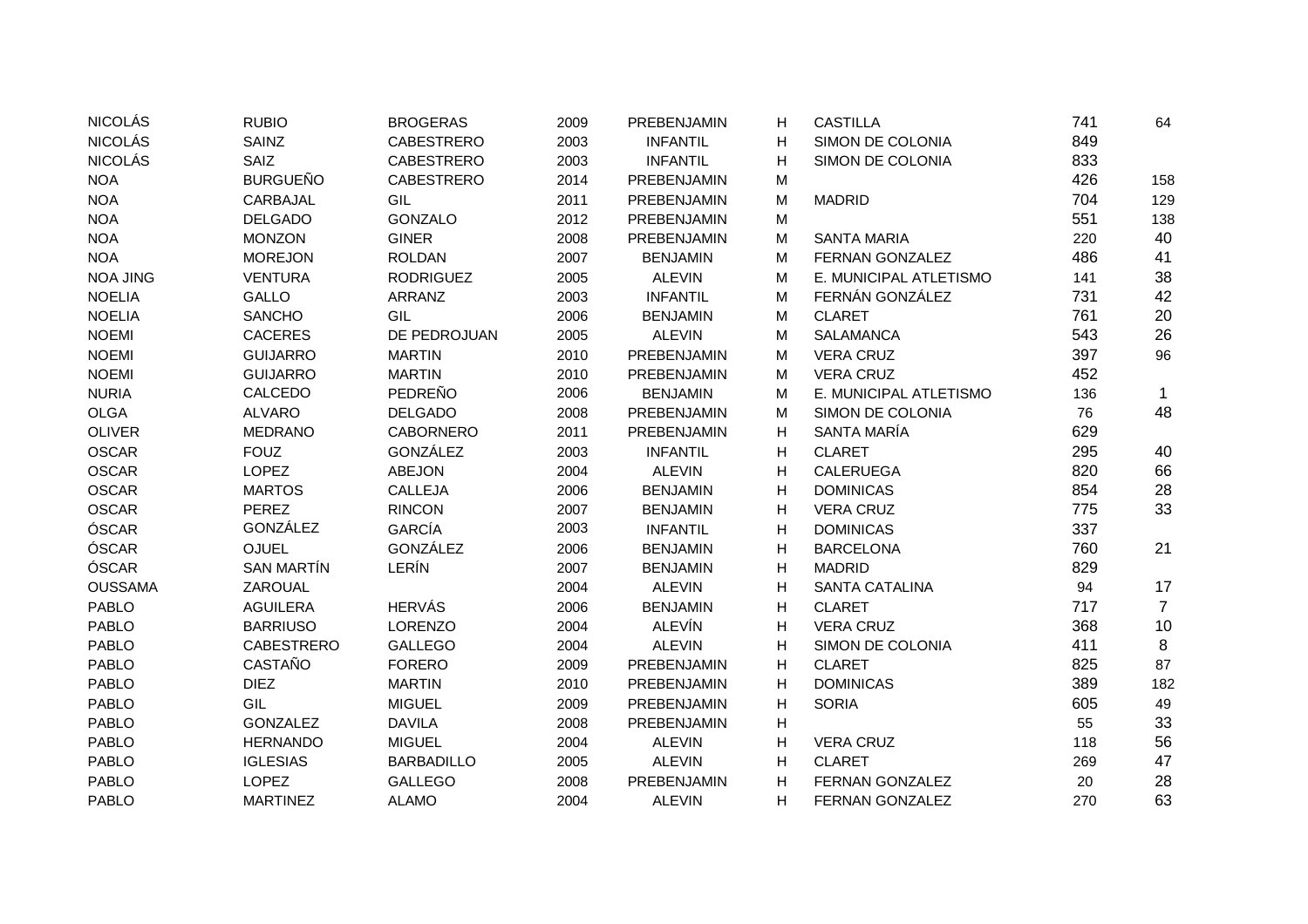| | | | | | | | | |
|---|---|---|---|---|---|---|---|---|
| NICOLÁS | RUBIO | BROGERAS | 2009 | PREBENJAMIN | H | CASTILLA | 741 | 64 |
| NICOLÁS | SAINZ | CABESTRERO | 2003 | INFANTIL | H | SIMON DE COLONIA | 849 | |
| NICOLÁS | SAIZ | CABESTRERO | 2003 | INFANTIL | H | SIMON DE COLONIA | 833 | |
| NOA | BURGUEÑO | CABESTRERO | 2014 | PREBENJAMIN | M | | 426 | 158 |
| NOA | CARBAJAL | GIL | 2011 | PREBENJAMIN | M | MADRID | 704 | 129 |
| NOA | DELGADO | GONZALO | 2012 | PREBENJAMIN | M | | 551 | 138 |
| NOA | MONZON | GINER | 2008 | PREBENJAMIN | M | SANTA MARIA | 220 | 40 |
| NOA | MOREJON | ROLDAN | 2007 | BENJAMIN | M | FERNAN GONZALEZ | 486 | 41 |
| NOA JING | VENTURA | RODRIGUEZ | 2005 | ALEVIN | M | E. MUNICIPAL ATLETISMO | 141 | 38 |
| NOELIA | GALLO | ARRANZ | 2003 | INFANTIL | M | FERNÁN GONZÁLEZ | 731 | 42 |
| NOELIA | SANCHO | GIL | 2006 | BENJAMIN | M | CLARET | 761 | 20 |
| NOEMI | CACERES | DE PEDROJUAN | 2005 | ALEVIN | M | SALAMANCA | 543 | 26 |
| NOEMI | GUIJARRO | MARTIN | 2010 | PREBENJAMIN | M | VERA CRUZ | 397 | 96 |
| NOEMI | GUIJARRO | MARTIN | 2010 | PREBENJAMIN | M | VERA CRUZ | 452 | |
| NURIA | CALCEDO | PEDREÑO | 2006 | BENJAMIN | M | E. MUNICIPAL ATLETISMO | 136 | 1 |
| OLGA | ALVARO | DELGADO | 2008 | PREBENJAMIN | M | SIMON DE COLONIA | 76 | 48 |
| OLIVER | MEDRANO | CABORNERO | 2011 | PREBENJAMIN | H | SANTA MARÍA | 629 | |
| OSCAR | FOUZ | GONZÁLEZ | 2003 | INFANTIL | H | CLARET | 295 | 40 |
| OSCAR | LOPEZ | ABEJON | 2004 | ALEVIN | H | CALERUEGA | 820 | 66 |
| OSCAR | MARTOS | CALLEJA | 2006 | BENJAMIN | H | DOMINICAS | 854 | 28 |
| OSCAR | PEREZ | RINCON | 2007 | BENJAMIN | H | VERA CRUZ | 775 | 33 |
| ÓSCAR | GONZÁLEZ | GARCÍA | 2003 | INFANTIL | H | DOMINICAS | 337 | |
| ÓSCAR | OJUEL | GONZÁLEZ | 2006 | BENJAMIN | H | BARCELONA | 760 | 21 |
| ÓSCAR | SAN MARTÍN | LERÍN | 2007 | BENJAMIN | H | MADRID | 829 | |
| OUSSAMA | ZAROUAL | | 2004 | ALEVIN | H | SANTA CATALINA | 94 | 17 |
| PABLO | AGUILERA | HERVÁS | 2006 | BENJAMIN | H | CLARET | 717 | 7 |
| PABLO | BARRIUSO | LORENZO | 2004 | ALEVÍN | H | VERA CRUZ | 368 | 10 |
| PABLO | CABESTRERO | GALLEGO | 2004 | ALEVIN | H | SIMON DE COLONIA | 411 | 8 |
| PABLO | CASTAÑO | FORERO | 2009 | PREBENJAMIN | H | CLARET | 825 | 87 |
| PABLO | DIEZ | MARTIN | 2010 | PREBENJAMIN | H | DOMINICAS | 389 | 182 |
| PABLO | GIL | MIGUEL | 2009 | PREBENJAMIN | H | SORIA | 605 | 49 |
| PABLO | GONZALEZ | DAVILA | 2008 | PREBENJAMIN | H | | 55 | 33 |
| PABLO | HERNANDO | MIGUEL | 2004 | ALEVIN | H | VERA CRUZ | 118 | 56 |
| PABLO | IGLESIAS | BARBADILLO | 2005 | ALEVIN | H | CLARET | 269 | 47 |
| PABLO | LOPEZ | GALLEGO | 2008 | PREBENJAMIN | H | FERNAN GONZALEZ | 20 | 28 |
| PABLO | MARTINEZ | ALAMO | 2004 | ALEVIN | H | FERNAN GONZALEZ | 270 | 63 |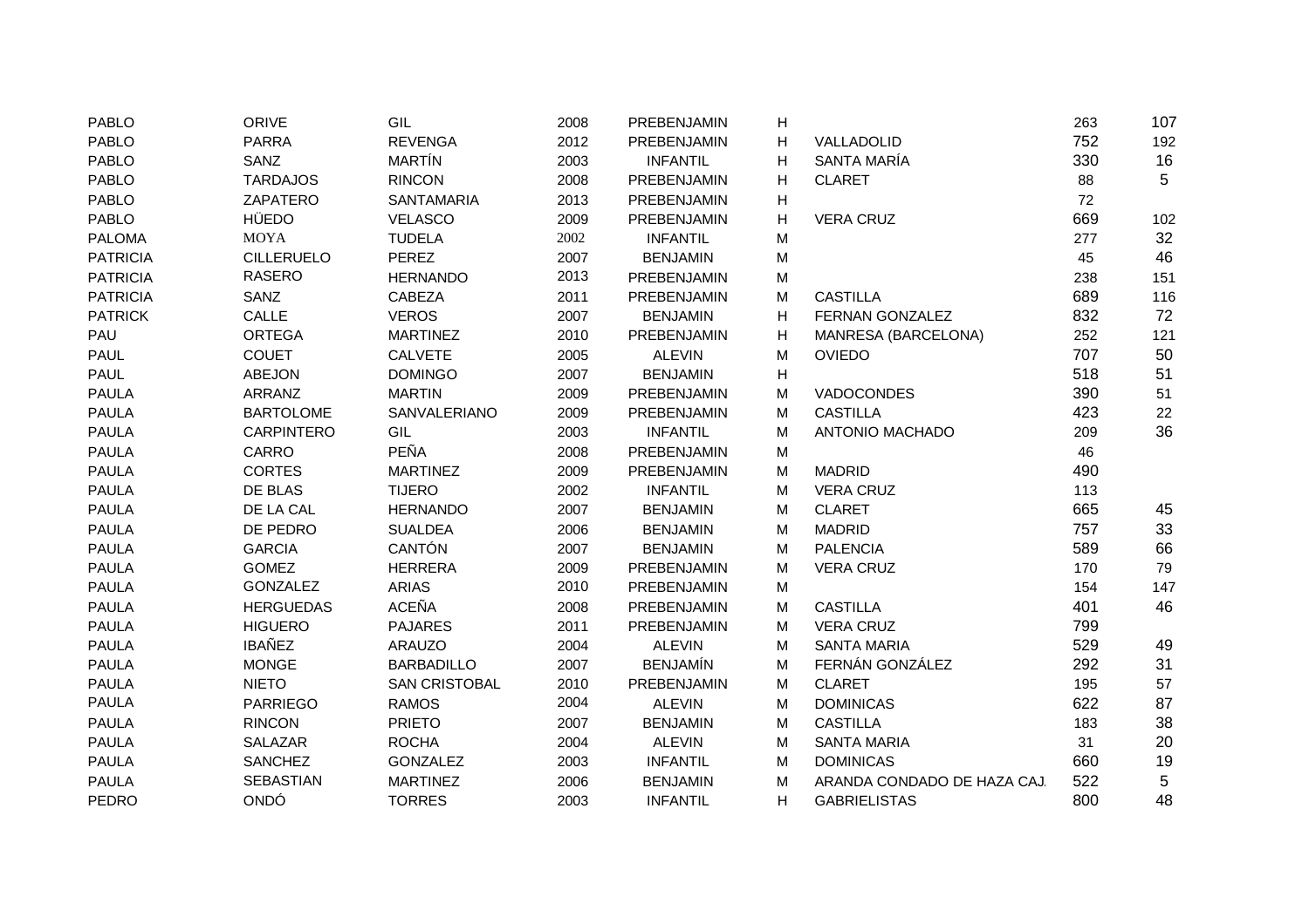| | | | | | | | | |
|---|---|---|---|---|---|---|---|---|
| PABLO | ORIVE | GIL | 2008 | PREBENJAMIN | H | | 263 | 107 |
| PABLO | PARRA | REVENGA | 2012 | PREBENJAMIN | H | VALLADOLID | 752 | 192 |
| PABLO | SANZ | MARTÍN | 2003 | INFANTIL | H | SANTA MARÍA | 330 | 16 |
| PABLO | TARDAJOS | RINCON | 2008 | PREBENJAMIN | H | CLARET | 88 | 5 |
| PABLO | ZAPATERO | SANTAMARIA | 2013 | PREBENJAMIN | H | | 72 | |
| PABLO | HÜEDO | VELASCO | 2009 | PREBENJAMIN | H | VERA CRUZ | 669 | 102 |
| PALOMA | MOYA | TUDELA | 2002 | INFANTIL | M | | 277 | 32 |
| PATRICIA | CILLERUELO | PEREZ | 2007 | BENJAMIN | M | | 45 | 46 |
| PATRICIA | RASERO | HERNANDO | 2013 | PREBENJAMIN | M | | 238 | 151 |
| PATRICIA | SANZ | CABEZA | 2011 | PREBENJAMIN | M | CASTILLA | 689 | 116 |
| PATRICK | CALLE | VEROS | 2007 | BENJAMIN | H | FERNAN GONZALEZ | 832 | 72 |
| PAU | ORTEGA | MARTINEZ | 2010 | PREBENJAMIN | H | MANRESA (BARCELONA) | 252 | 121 |
| PAUL | COUET | CALVETE | 2005 | ALEVIN | M | OVIEDO | 707 | 50 |
| PAUL | ABEJON | DOMINGO | 2007 | BENJAMIN | H | | 518 | 51 |
| PAULA | ARRANZ | MARTIN | 2009 | PREBENJAMIN | M | VADOCONDES | 390 | 51 |
| PAULA | BARTOLOME | SANVALERIANO | 2009 | PREBENJAMIN | M | CASTILLA | 423 | 22 |
| PAULA | CARPINTERO | GIL | 2003 | INFANTIL | M | ANTONIO MACHADO | 209 | 36 |
| PAULA | CARRO | PEÑA | 2008 | PREBENJAMIN | M | | 46 | |
| PAULA | CORTES | MARTINEZ | 2009 | PREBENJAMIN | M | MADRID | 490 | |
| PAULA | DE BLAS | TIJERO | 2002 | INFANTIL | M | VERA CRUZ | 113 | |
| PAULA | DE LA CAL | HERNANDO | 2007 | BENJAMIN | M | CLARET | 665 | 45 |
| PAULA | DE PEDRO | SUALDEA | 2006 | BENJAMIN | M | MADRID | 757 | 33 |
| PAULA | GARCIA | CANTÓN | 2007 | BENJAMIN | M | PALENCIA | 589 | 66 |
| PAULA | GOMEZ | HERRERA | 2009 | PREBENJAMIN | M | VERA CRUZ | 170 | 79 |
| PAULA | GONZALEZ | ARIAS | 2010 | PREBENJAMIN | M | | 154 | 147 |
| PAULA | HERGUEDAS | ACEÑA | 2008 | PREBENJAMIN | M | CASTILLA | 401 | 46 |
| PAULA | HIGUERO | PAJARES | 2011 | PREBENJAMIN | M | VERA CRUZ | 799 | |
| PAULA | IBAÑEZ | ARAUZO | 2004 | ALEVIN | M | SANTA MARIA | 529 | 49 |
| PAULA | MONGE | BARBADILLO | 2007 | BENJAMÍN | M | FERNÁN GONZÁLEZ | 292 | 31 |
| PAULA | NIETO | SAN CRISTOBAL | 2010 | PREBENJAMIN | M | CLARET | 195 | 57 |
| PAULA | PARRIEGO | RAMOS | 2004 | ALEVIN | M | DOMINICAS | 622 | 87 |
| PAULA | RINCON | PRIETO | 2007 | BENJAMIN | M | CASTILLA | 183 | 38 |
| PAULA | SALAZAR | ROCHA | 2004 | ALEVIN | M | SANTA MARIA | 31 | 20 |
| PAULA | SANCHEZ | GONZALEZ | 2003 | INFANTIL | M | DOMINICAS | 660 | 19 |
| PAULA | SEBASTIAN | MARTINEZ | 2006 | BENJAMIN | M | ARANDA CONDADO DE HAZA CAJ. | 522 | 5 |
| PEDRO | ONDÓ | TORRES | 2003 | INFANTIL | H | GABRIELISTAS | 800 | 48 |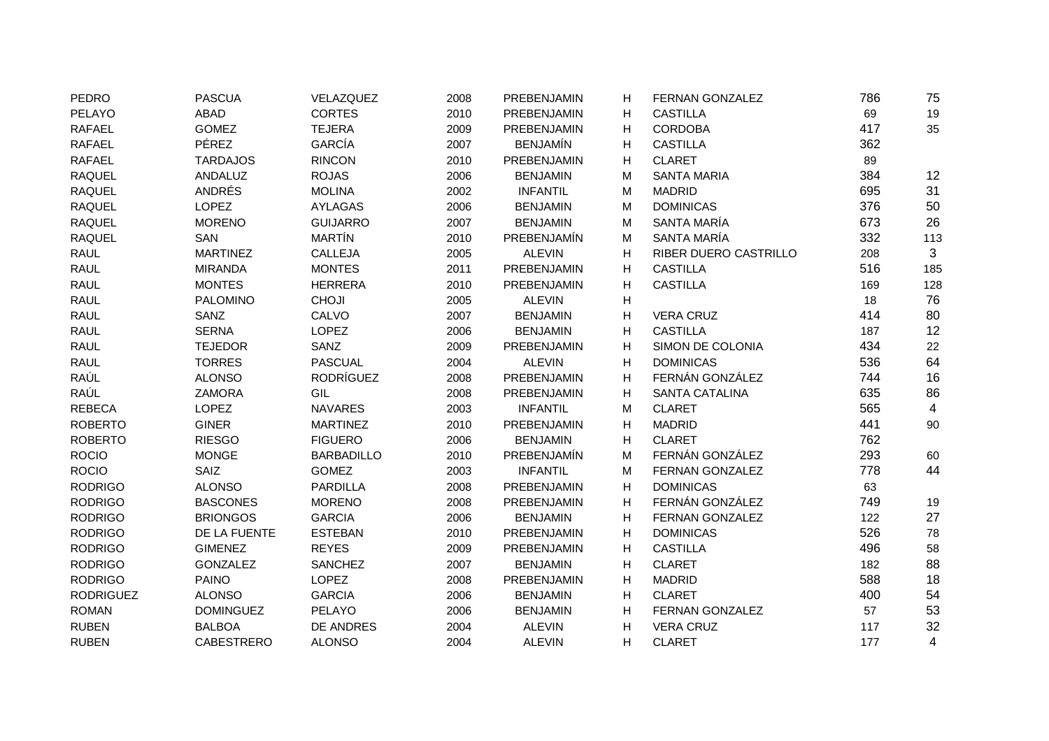| | | | | | | | | |
|---|---|---|---|---|---|---|---|---|
| PEDRO | PASCUA | VELAZQUEZ | 2008 | PREBENJAMIN | H | FERNAN GONZALEZ | 786 | 75 |
| PELAYO | ABAD | CORTES | 2010 | PREBENJAMIN | H | CASTILLA | 69 | 19 |
| RAFAEL | GOMEZ | TEJERA | 2009 | PREBENJAMIN | H | CORDOBA | 417 | 35 |
| RAFAEL | PÉREZ | GARCÍA | 2007 | BENJAMÍN | H | CASTILLA | 362 | |
| RAFAEL | TARDAJOS | RINCON | 2010 | PREBENJAMIN | H | CLARET | 89 | |
| RAQUEL | ANDALUZ | ROJAS | 2006 | BENJAMIN | M | SANTA MARIA | 384 | 12 |
| RAQUEL | ANDRÉS | MOLINA | 2002 | INFANTIL | M | MADRID | 695 | 31 |
| RAQUEL | LOPEZ | AYLAGAS | 2006 | BENJAMIN | M | DOMINICAS | 376 | 50 |
| RAQUEL | MORENO | GUIJARRO | 2007 | BENJAMIN | M | SANTA MARÍA | 673 | 26 |
| RAQUEL | SAN | MARTÍN | 2010 | PREBENJAMÍN | M | SANTA MARÍA | 332 | 113 |
| RAUL | MARTINEZ | CALLEJA | 2005 | ALEVIN | H | RIBER DUERO CASTRILLO | 208 | 3 |
| RAUL | MIRANDA | MONTES | 2011 | PREBENJAMIN | H | CASTILLA | 516 | 185 |
| RAUL | MONTES | HERRERA | 2010 | PREBENJAMIN | H | CASTILLA | 169 | 128 |
| RAUL | PALOMINO | CHOJI | 2005 | ALEVIN | H | | 18 | 76 |
| RAUL | SANZ | CALVO | 2007 | BENJAMIN | H | VERA CRUZ | 414 | 80 |
| RAUL | SERNA | LOPEZ | 2006 | BENJAMIN | H | CASTILLA | 187 | 12 |
| RAUL | TEJEDOR | SANZ | 2009 | PREBENJAMIN | H | SIMON DE COLONIA | 434 | 22 |
| RAUL | TORRES | PASCUAL | 2004 | ALEVIN | H | DOMINICAS | 536 | 64 |
| RAÚL | ALONSO | RODRÍGUEZ | 2008 | PREBENJAMIN | H | FERNÁN GONZÁLEZ | 744 | 16 |
| RAÚL | ZAMORA | GIL | 2008 | PREBENJAMIN | H | SANTA CATALINA | 635 | 86 |
| REBECA | LOPEZ | NAVARES | 2003 | INFANTIL | M | CLARET | 565 | 4 |
| ROBERTO | GINER | MARTINEZ | 2010 | PREBENJAMIN | H | MADRID | 441 | 90 |
| ROBERTO | RIESGO | FIGUERO | 2006 | BENJAMIN | H | CLARET | 762 | |
| ROCIO | MONGE | BARBADILLO | 2010 | PREBENJAMÍN | M | FERNÁN GONZÁLEZ | 293 | 60 |
| ROCIO | SAIZ | GOMEZ | 2003 | INFANTIL | M | FERNAN GONZALEZ | 778 | 44 |
| RODRIGO | ALONSO | PARDILLA | 2008 | PREBENJAMIN | H | DOMINICAS | 63 | |
| RODRIGO | BASCONES | MORENO | 2008 | PREBENJAMIN | H | FERNÁN GONZÁLEZ | 749 | 19 |
| RODRIGO | BRIONGOS | GARCIA | 2006 | BENJAMIN | H | FERNAN GONZALEZ | 122 | 27 |
| RODRIGO | DE LA FUENTE | ESTEBAN | 2010 | PREBENJAMIN | H | DOMINICAS | 526 | 78 |
| RODRIGO | GIMENEZ | REYES | 2009 | PREBENJAMIN | H | CASTILLA | 496 | 58 |
| RODRIGO | GONZALEZ | SANCHEZ | 2007 | BENJAMIN | H | CLARET | 182 | 88 |
| RODRIGO | PAINO | LOPEZ | 2008 | PREBENJAMIN | H | MADRID | 588 | 18 |
| RODRIGUEZ | ALONSO | GARCIA | 2006 | BENJAMIN | H | CLARET | 400 | 54 |
| ROMAN | DOMINGUEZ | PELAYO | 2006 | BENJAMIN | H | FERNAN GONZALEZ | 57 | 53 |
| RUBEN | BALBOA | DE ANDRES | 2004 | ALEVIN | H | VERA CRUZ | 117 | 32 |
| RUBEN | CABESTRERO | ALONSO | 2004 | ALEVIN | H | CLARET | 177 | 4 |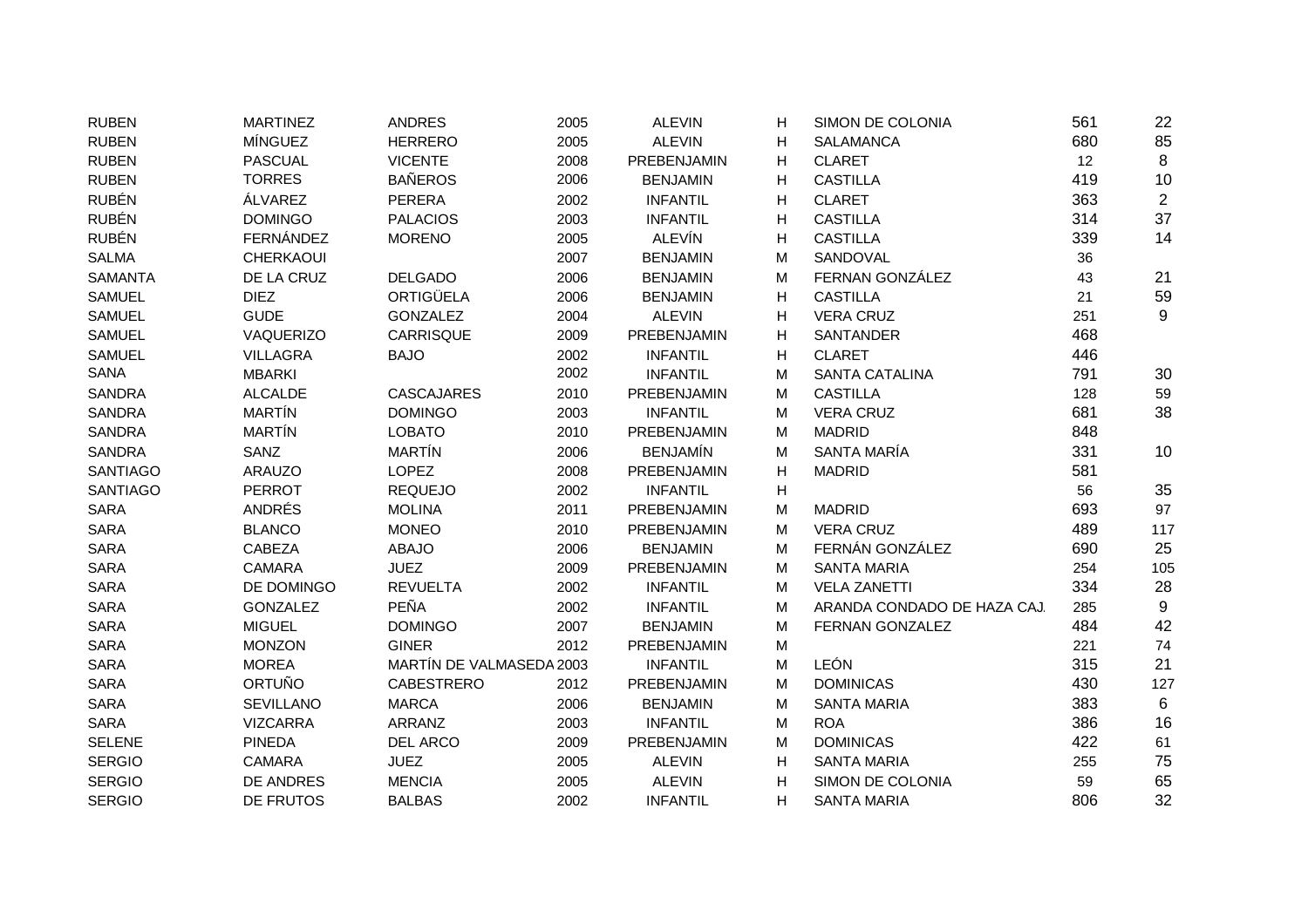| | | | | | | | | |
|---|---|---|---|---|---|---|---|---|
| RUBEN | MARTINEZ | ANDRES | 2005 | ALEVIN | H | SIMON DE COLONIA | 561 | 22 |
| RUBEN | MÍNGUEZ | HERRERO | 2005 | ALEVIN | H | SALAMANCA | 680 | 85 |
| RUBEN | PASCUAL | VICENTE | 2008 | PREBENJAMIN | H | CLARET | 12 | 8 |
| RUBEN | TORRES | BAÑEROS | 2006 | BENJAMIN | H | CASTILLA | 419 | 10 |
| RUBÉN | ÁLVAREZ | PERERA | 2002 | INFANTIL | H | CLARET | 363 | 2 |
| RUBÉN | DOMINGO | PALACIOS | 2003 | INFANTIL | H | CASTILLA | 314 | 37 |
| RUBÉN | FERNÁNDEZ | MORENO | 2005 | ALEVÍN | H | CASTILLA | 339 | 14 |
| SALMA | CHERKAOUI | | 2007 | BENJAMIN | M | SANDOVAL | 36 | |
| SAMANTA | DE LA CRUZ | DELGADO | 2006 | BENJAMIN | M | FERNAN GONZÁLEZ | 43 | 21 |
| SAMUEL | DIEZ | ORTIGÜELA | 2006 | BENJAMIN | H | CASTILLA | 21 | 59 |
| SAMUEL | GUDE | GONZALEZ | 2004 | ALEVIN | H | VERA CRUZ | 251 | 9 |
| SAMUEL | VAQUERIZO | CARRISQUE | 2009 | PREBENJAMIN | H | SANTANDER | 468 | |
| SAMUEL | VILLAGRA | BAJO | 2002 | INFANTIL | H | CLARET | 446 | |
| SANA | MBARKI | | 2002 | INFANTIL | M | SANTA CATALINA | 791 | 30 |
| SANDRA | ALCALDE | CASCAJARES | 2010 | PREBENJAMIN | M | CASTILLA | 128 | 59 |
| SANDRA | MARTÍN | DOMINGO | 2003 | INFANTIL | M | VERA CRUZ | 681 | 38 |
| SANDRA | MARTÍN | LOBATO | 2010 | PREBENJAMIN | M | MADRID | 848 | |
| SANDRA | SANZ | MARTÍN | 2006 | BENJAMÍN | M | SANTA MARÍA | 331 | 10 |
| SANTIAGO | ARAUZO | LOPEZ | 2008 | PREBENJAMIN | H | MADRID | 581 | |
| SANTIAGO | PERROT | REQUEJO | 2002 | INFANTIL | H | | 56 | 35 |
| SARA | ANDRÉS | MOLINA | 2011 | PREBENJAMIN | M | MADRID | 693 | 97 |
| SARA | BLANCO | MONEO | 2010 | PREBENJAMIN | M | VERA CRUZ | 489 | 117 |
| SARA | CABEZA | ABAJO | 2006 | BENJAMIN | M | FERNÁN GONZÁLEZ | 690 | 25 |
| SARA | CAMARA | JUEZ | 2009 | PREBENJAMIN | M | SANTA MARIA | 254 | 105 |
| SARA | DE DOMINGO | REVUELTA | 2002 | INFANTIL | M | VELA ZANETTI | 334 | 28 |
| SARA | GONZALEZ | PEÑA | 2002 | INFANTIL | M | ARANDA CONDADO DE HAZA CAJ. | 285 | 9 |
| SARA | MIGUEL | DOMINGO | 2007 | BENJAMIN | M | FERNAN GONZALEZ | 484 | 42 |
| SARA | MONZON | GINER | 2012 | PREBENJAMIN | M | | 221 | 74 |
| SARA | MOREA | MARTÍN DE VALMASEDA | 2003 | INFANTIL | M | LEÓN | 315 | 21 |
| SARA | ORTUÑO | CABESTRERO | 2012 | PREBENJAMIN | M | DOMINICAS | 430 | 127 |
| SARA | SEVILLANO | MARCA | 2006 | BENJAMIN | M | SANTA MARIA | 383 | 6 |
| SARA | VIZCARRA | ARRANZ | 2003 | INFANTIL | M | ROA | 386 | 16 |
| SELENE | PINEDA | DEL ARCO | 2009 | PREBENJAMIN | M | DOMINICAS | 422 | 61 |
| SERGIO | CAMARA | JUEZ | 2005 | ALEVIN | H | SANTA MARIA | 255 | 75 |
| SERGIO | DE ANDRES | MENCIA | 2005 | ALEVIN | H | SIMON DE COLONIA | 59 | 65 |
| SERGIO | DE FRUTOS | BALBAS | 2002 | INFANTIL | H | SANTA MARIA | 806 | 32 |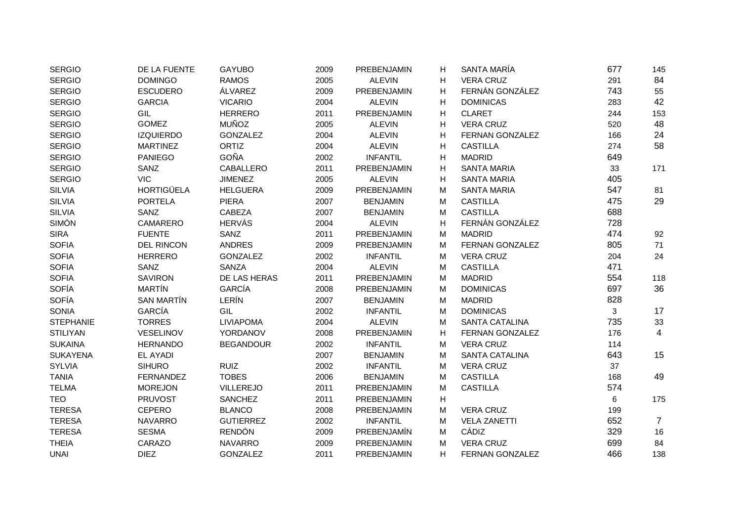| | | | | | | | | |
|---|---|---|---|---|---|---|---|---|
| SERGIO | DE LA FUENTE | GAYUBO | 2009 | PREBENJAMIN | H | SANTA MARÍA | 677 | 145 |
| SERGIO | DOMINGO | RAMOS | 2005 | ALEVIN | H | VERA CRUZ | 291 | 84 |
| SERGIO | ESCUDERO | ÁLVAREZ | 2009 | PREBENJAMIN | H | FERNÁN GONZÁLEZ | 743 | 55 |
| SERGIO | GARCIA | VICARIO | 2004 | ALEVIN | H | DOMINICAS | 283 | 42 |
| SERGIO | GIL | HERRERO | 2011 | PREBENJAMIN | H | CLARET | 244 | 153 |
| SERGIO | GOMEZ | MUÑOZ | 2005 | ALEVIN | H | VERA CRUZ | 520 | 48 |
| SERGIO | IZQUIERDO | GONZALEZ | 2004 | ALEVIN | H | FERNAN GONZALEZ | 166 | 24 |
| SERGIO | MARTINEZ | ORTIZ | 2004 | ALEVIN | H | CASTILLA | 274 | 58 |
| SERGIO | PANIEGO | GOÑA | 2002 | INFANTIL | H | MADRID | 649 | |
| SERGIO | SANZ | CABALLERO | 2011 | PREBENJAMIN | H | SANTA MARIA | 33 | 171 |
| SERGIO | VIC | JIMENEZ | 2005 | ALEVIN | H | SANTA MARIA | 405 | |
| SILVIA | HORTIGÜELA | HELGUERA | 2009 | PREBENJAMIN | M | SANTA MARIA | 547 | 81 |
| SILVIA | PORTELA | PIERA | 2007 | BENJAMIN | M | CASTILLA | 475 | 29 |
| SILVIA | SANZ | CABEZA | 2007 | BENJAMIN | M | CASTILLA | 688 | |
| SIMÓN | CAMARERO | HERVÁS | 2004 | ALEVIN | H | FERNÁN GONZÁLEZ | 728 | |
| SIRA | FUENTE | SANZ | 2011 | PREBENJAMIN | M | MADRID | 474 | 92 |
| SOFIA | DEL RINCON | ANDRES | 2009 | PREBENJAMIN | M | FERNAN GONZALEZ | 805 | 71 |
| SOFIA | HERRERO | GONZALEZ | 2002 | INFANTIL | M | VERA CRUZ | 204 | 24 |
| SOFIA | SANZ | SANZA | 2004 | ALEVIN | M | CASTILLA | 471 | |
| SOFIA | SAVIRON | DE LAS HERAS | 2011 | PREBENJAMIN | M | MADRID | 554 | 118 |
| SOFÍA | MARTÍN | GARCÍA | 2008 | PREBENJAMIN | M | DOMINICAS | 697 | 36 |
| SOFÍA | SAN MARTÍN | LERÍN | 2007 | BENJAMIN | M | MADRID | 828 | |
| SONIA | GARCÍA | GIL | 2002 | INFANTIL | M | DOMINICAS | 3 | 17 |
| STEPHANIE | TORRES | LIVIAPOMA | 2004 | ALEVIN | M | SANTA CATALINA | 735 | 33 |
| STILIYAN | VESELINOV | YORDANOV | 2008 | PREBENJAMIN | H | FERNAN GONZALEZ | 176 | 4 |
| SUKAINA | HERNANDO | BEGANDOUR | 2002 | INFANTIL | M | VERA CRUZ | 114 | |
| SUKAYENA | EL AYADI | | 2007 | BENJAMIN | M | SANTA CATALINA | 643 | 15 |
| SYLVIA | SIHURO | RUIZ | 2002 | INFANTIL | M | VERA CRUZ | 37 | |
| TANIA | FERNANDEZ | TOBES | 2006 | BENJAMIN | M | CASTILLA | 168 | 49 |
| TELMA | MOREJON | VILLEREJO | 2011 | PREBENJAMIN | M | CASTILLA | 574 | |
| TEO | PRUVOST | SANCHEZ | 2011 | PREBENJAMIN | H | | 6 | 175 |
| TERESA | CEPERO | BLANCO | 2008 | PREBENJAMIN | M | VERA CRUZ | 199 | |
| TERESA | NAVARRO | GUTIERREZ | 2002 | INFANTIL | M | VELA ZANETTI | 652 | 7 |
| TERESA | SESMA | RENDÓN | 2009 | PREBENJAMÍN | M | CÁDIZ | 329 | 16 |
| THEIA | CARAZO | NAVARRO | 2009 | PREBENJAMIN | M | VERA CRUZ | 699 | 84 |
| UNAI | DIEZ | GONZALEZ | 2011 | PREBENJAMIN | H | FERNAN GONZALEZ | 466 | 138 |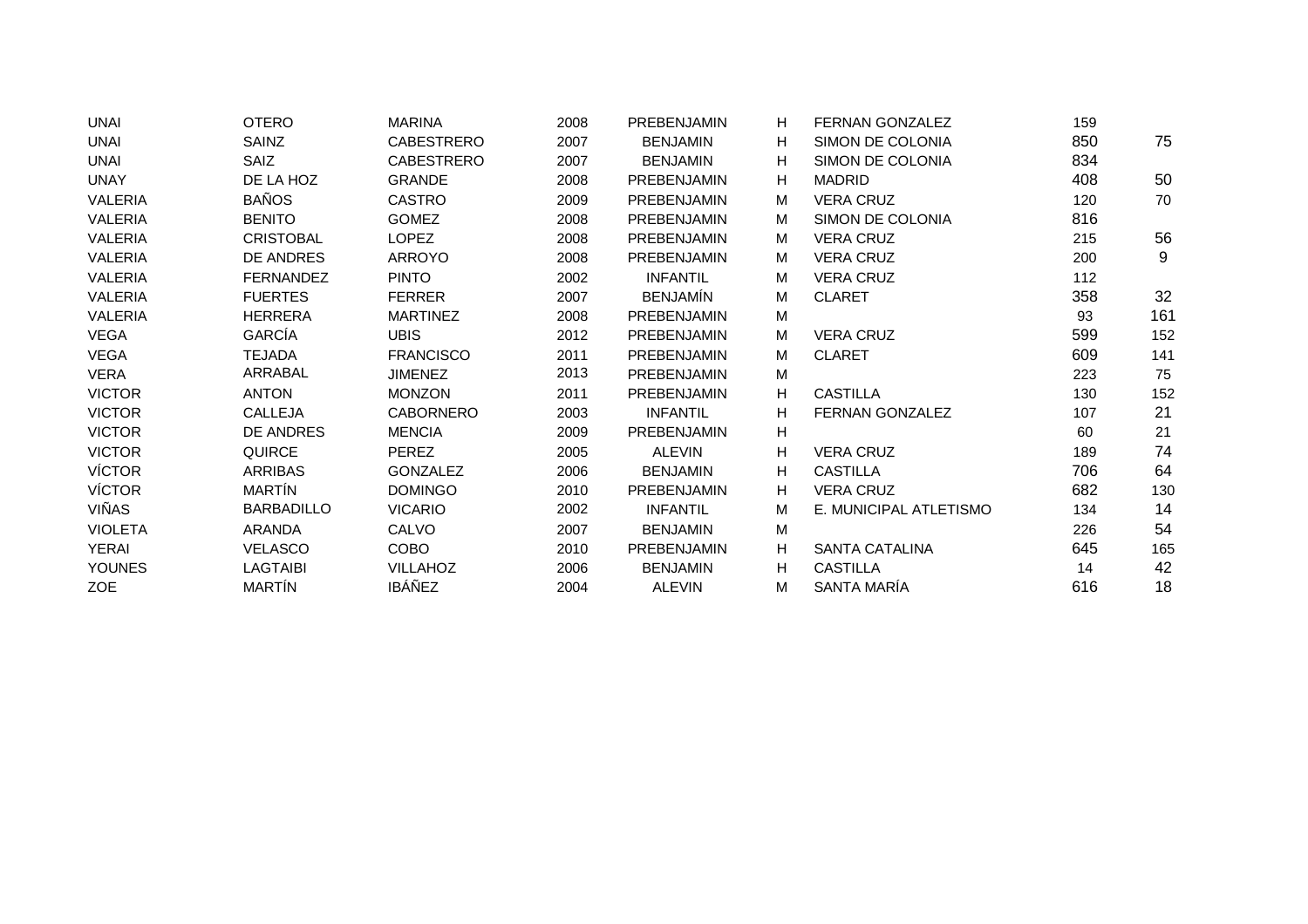| | | | | | | | | |
|---|---|---|---|---|---|---|---|---|
| UNAI | OTERO | MARINA | 2008 | PREBENJAMIN | H | FERNAN GONZALEZ | 159 | |
| UNAI | SAINZ | CABESTRERO | 2007 | BENJAMIN | H | SIMON DE COLONIA | 850 | 75 |
| UNAI | SAIZ | CABESTRERO | 2007 | BENJAMIN | H | SIMON DE COLONIA | 834 | |
| UNAY | DE LA HOZ | GRANDE | 2008 | PREBENJAMIN | H | MADRID | 408 | 50 |
| VALERIA | BAÑOS | CASTRO | 2009 | PREBENJAMIN | M | VERA CRUZ | 120 | 70 |
| VALERIA | BENITO | GOMEZ | 2008 | PREBENJAMIN | M | SIMON DE COLONIA | 816 | |
| VALERIA | CRISTOBAL | LOPEZ | 2008 | PREBENJAMIN | M | VERA CRUZ | 215 | 56 |
| VALERIA | DE ANDRES | ARROYO | 2008 | PREBENJAMIN | M | VERA CRUZ | 200 | 9 |
| VALERIA | FERNANDEZ | PINTO | 2002 | INFANTIL | M | VERA CRUZ | 112 | |
| VALERIA | FUERTES | FERRER | 2007 | BENJAMÍN | M | CLARET | 358 | 32 |
| VALERIA | HERRERA | MARTINEZ | 2008 | PREBENJAMIN | M | | 93 | 161 |
| VEGA | GARCÍA | UBIS | 2012 | PREBENJAMIN | M | VERA CRUZ | 599 | 152 |
| VEGA | TEJADA | FRANCISCO | 2011 | PREBENJAMIN | M | CLARET | 609 | 141 |
| VERA | ARRABAL | JIMENEZ | 2013 | PREBENJAMIN | M | | 223 | 75 |
| VICTOR | ANTON | MONZON | 2011 | PREBENJAMIN | H | CASTILLA | 130 | 152 |
| VICTOR | CALLEJA | CABORNERO | 2003 | INFANTIL | H | FERNAN GONZALEZ | 107 | 21 |
| VICTOR | DE ANDRES | MENCIA | 2009 | PREBENJAMIN | H | | 60 | 21 |
| VICTOR | QUIRCE | PEREZ | 2005 | ALEVIN | H | VERA CRUZ | 189 | 74 |
| VÍCTOR | ARRIBAS | GONZALEZ | 2006 | BENJAMIN | H | CASTILLA | 706 | 64 |
| VÍCTOR | MARTÍN | DOMINGO | 2010 | PREBENJAMIN | H | VERA CRUZ | 682 | 130 |
| VIÑAS | BARBADILLO | VICARIO | 2002 | INFANTIL | M | E. MUNICIPAL ATLETISMO | 134 | 14 |
| VIOLETA | ARANDA | CALVO | 2007 | BENJAMIN | M | | 226 | 54 |
| YERAI | VELASCO | COBO | 2010 | PREBENJAMIN | H | SANTA CATALINA | 645 | 165 |
| YOUNES | LAGTAIBI | VILLAHOZ | 2006 | BENJAMIN | H | CASTILLA | 14 | 42 |
| ZOE | MARTÍN | IBÁÑEZ | 2004 | ALEVIN | M | SANTA MARÍA | 616 | 18 |